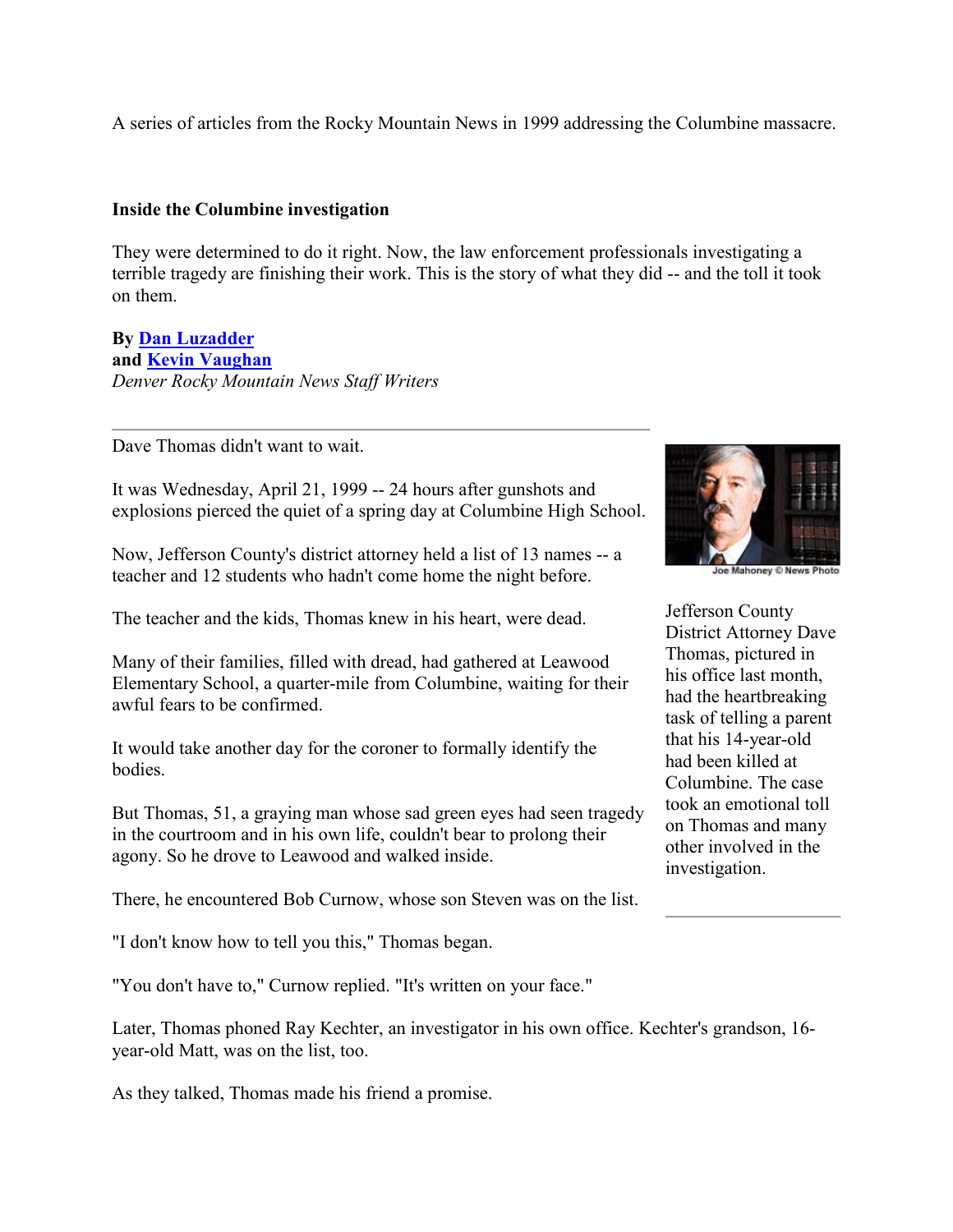A series of articles from the Rocky Mountain News in 1999 addressing the Columbine massacre.

**Inside the Columbine investigation**

They were determined to do it right. Now, the law enforcement professionals investigating a terrible tragedy are finishing their work. This is the story of what they did -- and the toll it took on them.

**By Dan Luzadder**
**and Kevin Vaughan**
*Denver Rocky Mountain News Staff Writers*

---

Dave Thomas didn't want to wait.

It was Wednesday, April 21, 1999 -- 24 hours after gunshots and explosions pierced the quiet of a spring day at Columbine High School.

Now, Jefferson County's district attorney held a list of 13 names -- a teacher and 12 students who hadn't come home the night before.

The teacher and the kids, Thomas knew in his heart, were dead.

Many of their families, filled with dread, had gathered at Leawood Elementary School, a quarter-mile from Columbine, waiting for their awful fears to be confirmed.

It would take another day for the coroner to formally identify the bodies.

But Thomas, 51, a graying man whose sad green eyes had seen tragedy in the courtroom and in his own life, couldn't bear to prolong their agony. So he drove to Leawood and walked inside.

There, he encountered Bob Curnow, whose son Steven was on the list.

"I don't know how to tell you this," Thomas began.

"You don't have to," Curnow replied. "It's written on your face."

Later, Thomas phoned Ray Kechter, an investigator in his own office. Kechter's grandson, 16-year-old Matt, was on the list, too.

As they talked, Thomas made his friend a promise.

Joe Mahoney © News Photo

Jefferson County District Attorney Dave Thomas, pictured in his office last month, had the heartbreaking task of telling a parent that his 14-year-old had been killed at Columbine. The case took an emotional toll on Thomas and many other involved in the investigation.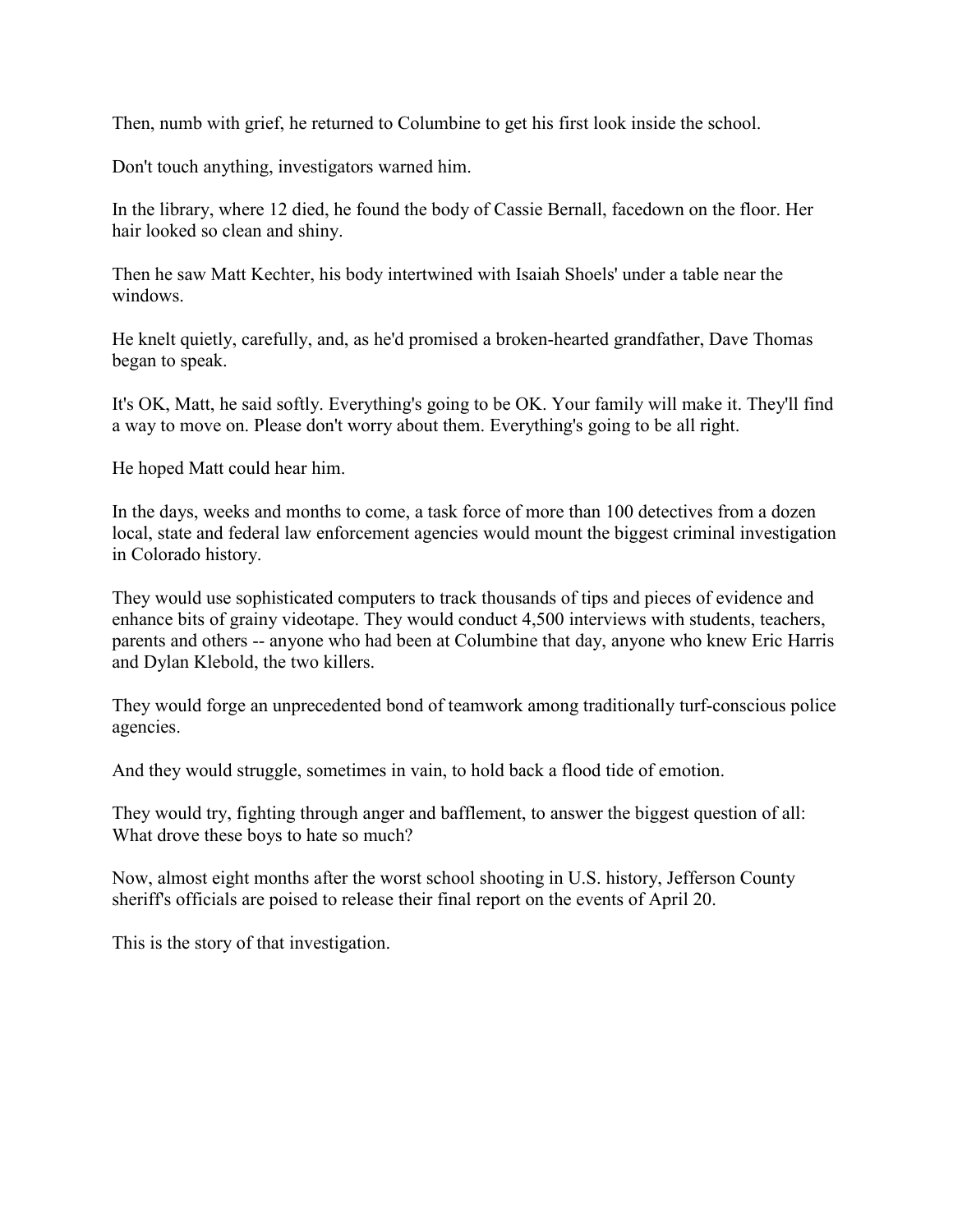Then, numb with grief, he returned to Columbine to get his first look inside the school.

Don't touch anything, investigators warned him.

In the library, where 12 died, he found the body of Cassie Bernall, facedown on the floor. Her hair looked so clean and shiny.

Then he saw Matt Kechter, his body intertwined with Isaiah Shoels' under a table near the windows.

He knelt quietly, carefully, and, as he'd promised a broken-hearted grandfather, Dave Thomas began to speak.

It's OK, Matt, he said softly. Everything's going to be OK. Your family will make it. They'll find a way to move on. Please don't worry about them. Everything's going to be all right.

He hoped Matt could hear him.

In the days, weeks and months to come, a task force of more than 100 detectives from a dozen local, state and federal law enforcement agencies would mount the biggest criminal investigation in Colorado history.

They would use sophisticated computers to track thousands of tips and pieces of evidence and enhance bits of grainy videotape. They would conduct 4,500 interviews with students, teachers, parents and others -- anyone who had been at Columbine that day, anyone who knew Eric Harris and Dylan Klebold, the two killers.

They would forge an unprecedented bond of teamwork among traditionally turf-conscious police agencies.

And they would struggle, sometimes in vain, to hold back a flood tide of emotion.

They would try, fighting through anger and bafflement, to answer the biggest question of all: What drove these boys to hate so much?

Now, almost eight months after the worst school shooting in U.S. history, Jefferson County sheriff's officials are poised to release their final report on the events of April 20.

This is the story of that investigation.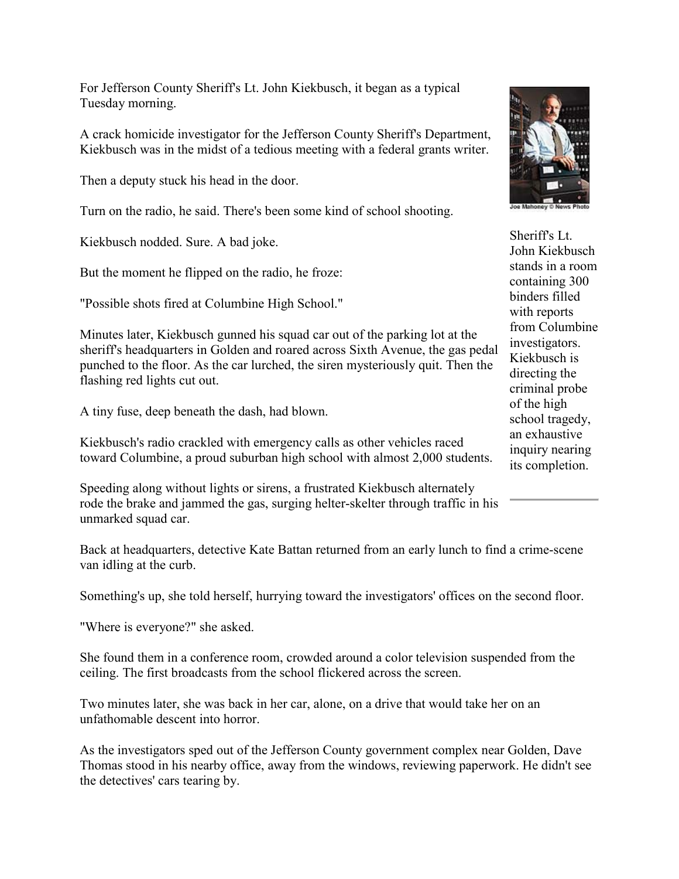For Jefferson County Sheriff's Lt. John Kiekbusch, it began as a typical Tuesday morning.

A crack homicide investigator for the Jefferson County Sheriff's Department, Kiekbusch was in the midst of a tedious meeting with a federal grants writer.

Then a deputy stuck his head in the door.

Turn on the radio, he said. There's been some kind of school shooting.

Kiekbusch nodded. Sure. A bad joke.

But the moment he flipped on the radio, he froze:

"Possible shots fired at Columbine High School."

Minutes later, Kiekbusch gunned his squad car out of the parking lot at the sheriff's headquarters in Golden and roared across Sixth Avenue, the gas pedal punched to the floor. As the car lurched, the siren mysteriously quit. Then the flashing red lights cut out.

A tiny fuse, deep beneath the dash, had blown.

Kiekbusch's radio crackled with emergency calls as other vehicles raced toward Columbine, a proud suburban high school with almost 2,000 students.

Speeding along without lights or sirens, a frustrated Kiekbusch alternately rode the brake and jammed the gas, surging helter-skelter through traffic in his unmarked squad car.

Joe Mahoney © News Photo

Sheriff's Lt. John Kiekbusch stands in a room containing 300 binders filled with reports from Columbine investigators. Kiekbusch is directing the criminal probe of the high school tragedy, an exhaustive inquiry nearing its completion.

Back at headquarters, detective Kate Battan returned from an early lunch to find a crime-scene van idling at the curb.

Something's up, she told herself, hurrying toward the investigators' offices on the second floor.

"Where is everyone?" she asked.

She found them in a conference room, crowded around a color television suspended from the ceiling. The first broadcasts from the school flickered across the screen.

Two minutes later, she was back in her car, alone, on a drive that would take her on an unfathomable descent into horror.

As the investigators sped out of the Jefferson County government complex near Golden, Dave Thomas stood in his nearby office, away from the windows, reviewing paperwork. He didn't see the detectives' cars tearing by.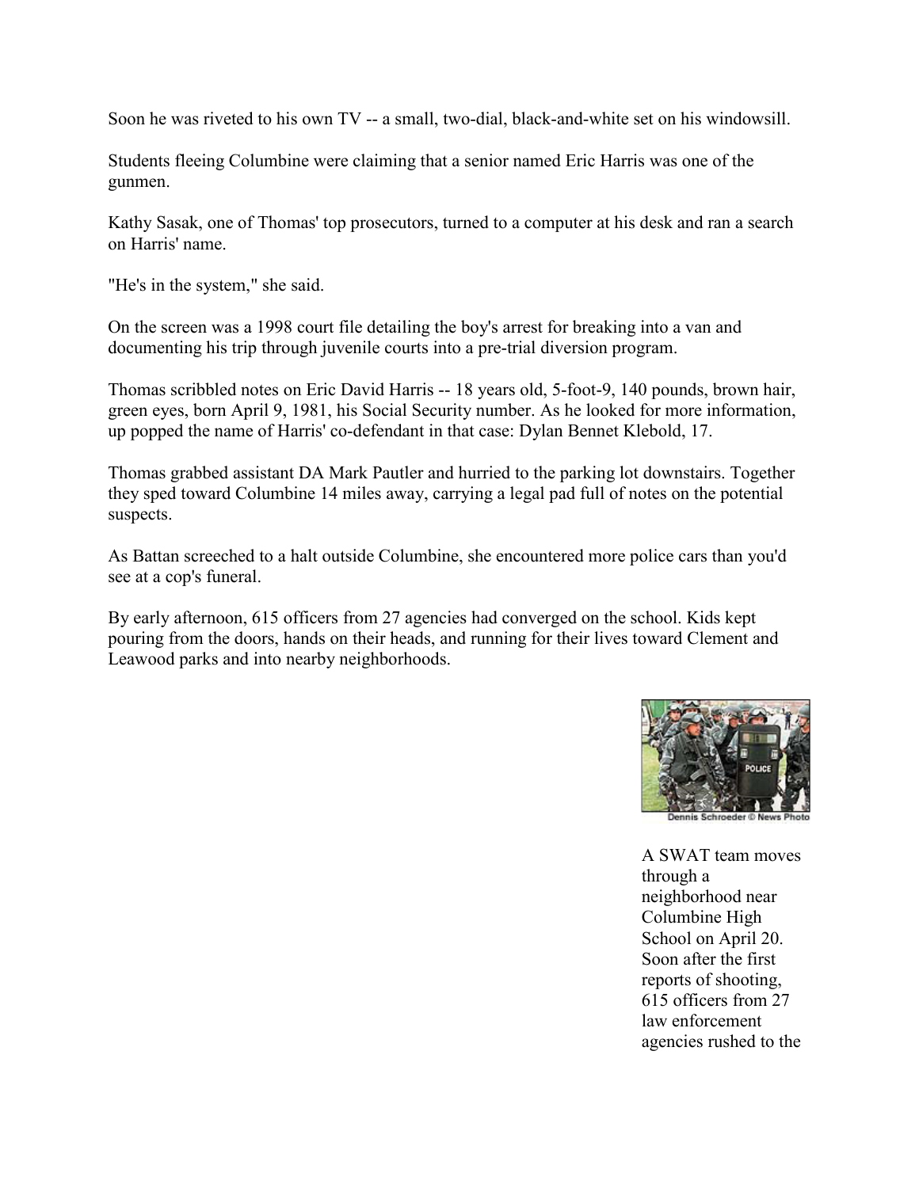Soon he was riveted to his own TV -- a small, two-dial, black-and-white set on his windowsill.

Students fleeing Columbine were claiming that a senior named Eric Harris was one of the gunmen.

Kathy Sasak, one of Thomas' top prosecutors, turned to a computer at his desk and ran a search on Harris' name.

"He's in the system," she said.

On the screen was a 1998 court file detailing the boy's arrest for breaking into a van and documenting his trip through juvenile courts into a pre-trial diversion program.

Thomas scribbled notes on Eric David Harris -- 18 years old, 5-foot-9, 140 pounds, brown hair, green eyes, born April 9, 1981, his Social Security number. As he looked for more information, up popped the name of Harris' co-defendant in that case: Dylan Bennet Klebold, 17.

Thomas grabbed assistant DA Mark Pautler and hurried to the parking lot downstairs. Together they sped toward Columbine 14 miles away, carrying a legal pad full of notes on the potential suspects.

As Battan screeched to a halt outside Columbine, she encountered more police cars than you'd see at a cop's funeral.

By early afternoon, 615 officers from 27 agencies had converged on the school. Kids kept pouring from the doors, hands on their heads, and running for their lives toward Clement and Leawood parks and into nearby neighborhoods.

Dennis Schroeder © News Photo

A SWAT team moves through a neighborhood near Columbine High School on April 20. Soon after the first reports of shooting, 615 officers from 27 law enforcement agencies rushed to the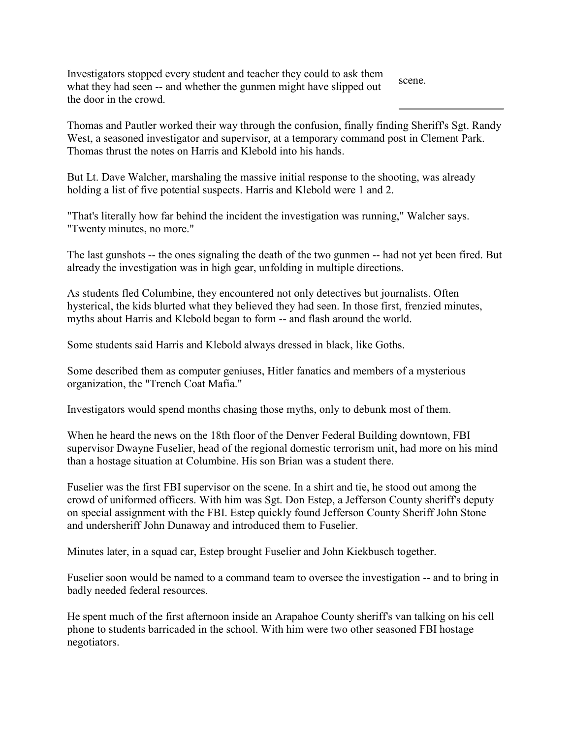Investigators stopped every student and teacher they could to ask them what they had seen -- and whether the gunmen might have slipped out the door in the crowd.

scene.

Thomas and Pautler worked their way through the confusion, finally finding Sheriff's Sgt. Randy West, a seasoned investigator and supervisor, at a temporary command post in Clement Park. Thomas thrust the notes on Harris and Klebold into his hands.

But Lt. Dave Walcher, marshaling the massive initial response to the shooting, was already holding a list of five potential suspects. Harris and Klebold were 1 and 2.

"That's literally how far behind the incident the investigation was running," Walcher says. "Twenty minutes, no more."

The last gunshots -- the ones signaling the death of the two gunmen -- had not yet been fired. But already the investigation was in high gear, unfolding in multiple directions.

As students fled Columbine, they encountered not only detectives but journalists. Often hysterical, the kids blurted what they believed they had seen. In those first, frenzied minutes, myths about Harris and Klebold began to form -- and flash around the world.

Some students said Harris and Klebold always dressed in black, like Goths.

Some described them as computer geniuses, Hitler fanatics and members of a mysterious organization, the "Trench Coat Mafia."

Investigators would spend months chasing those myths, only to debunk most of them.

When he heard the news on the 18th floor of the Denver Federal Building downtown, FBI supervisor Dwayne Fuselier, head of the regional domestic terrorism unit, had more on his mind than a hostage situation at Columbine. His son Brian was a student there.

Fuselier was the first FBI supervisor on the scene. In a shirt and tie, he stood out among the crowd of uniformed officers. With him was Sgt. Don Estep, a Jefferson County sheriff's deputy on special assignment with the FBI. Estep quickly found Jefferson County Sheriff John Stone and undersheriff John Dunaway and introduced them to Fuselier.

Minutes later, in a squad car, Estep brought Fuselier and John Kiekbusch together.

Fuselier soon would be named to a command team to oversee the investigation -- and to bring in badly needed federal resources.

He spent much of the first afternoon inside an Arapahoe County sheriff's van talking on his cell phone to students barricaded in the school. With him were two other seasoned FBI hostage negotiators.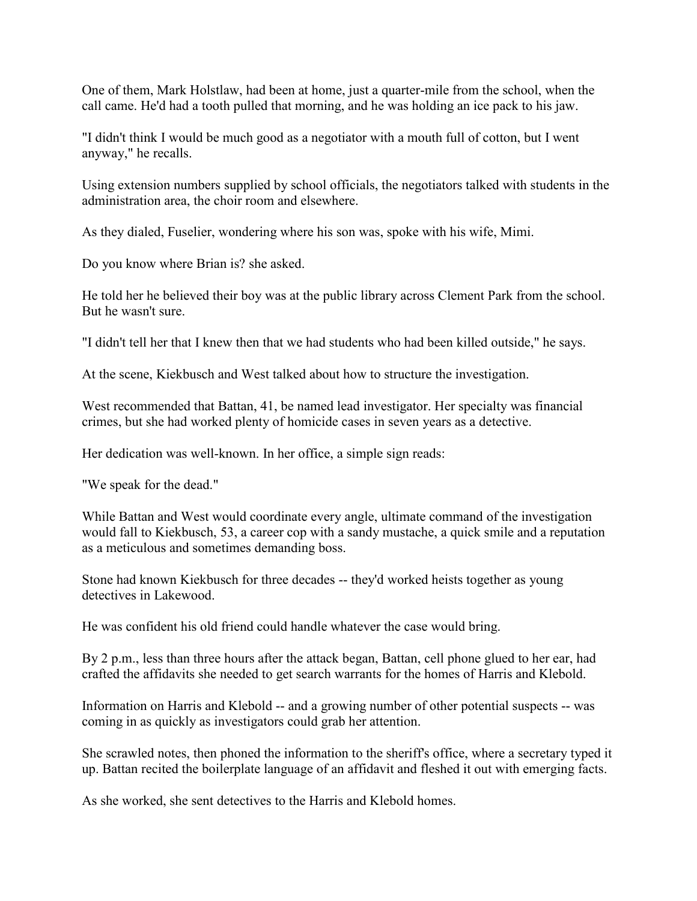One of them, Mark Holstlaw, had been at home, just a quarter-mile from the school, when the call came. He'd had a tooth pulled that morning, and he was holding an ice pack to his jaw.

"I didn't think I would be much good as a negotiator with a mouth full of cotton, but I went anyway," he recalls.

Using extension numbers supplied by school officials, the negotiators talked with students in the administration area, the choir room and elsewhere.

As they dialed, Fuselier, wondering where his son was, spoke with his wife, Mimi.

Do you know where Brian is? she asked.

He told her he believed their boy was at the public library across Clement Park from the school. But he wasn't sure.

"I didn't tell her that I knew then that we had students who had been killed outside," he says.

At the scene, Kiekbusch and West talked about how to structure the investigation.

West recommended that Battan, 41, be named lead investigator. Her specialty was financial crimes, but she had worked plenty of homicide cases in seven years as a detective.

Her dedication was well-known. In her office, a simple sign reads:

"We speak for the dead."

While Battan and West would coordinate every angle, ultimate command of the investigation would fall to Kiekbusch, 53, a career cop with a sandy mustache, a quick smile and a reputation as a meticulous and sometimes demanding boss.

Stone had known Kiekbusch for three decades -- they'd worked heists together as young detectives in Lakewood.

He was confident his old friend could handle whatever the case would bring.

By 2 p.m., less than three hours after the attack began, Battan, cell phone glued to her ear, had crafted the affidavits she needed to get search warrants for the homes of Harris and Klebold.

Information on Harris and Klebold -- and a growing number of other potential suspects -- was coming in as quickly as investigators could grab her attention.

She scrawled notes, then phoned the information to the sheriff's office, where a secretary typed it up. Battan recited the boilerplate language of an affidavit and fleshed it out with emerging facts.

As she worked, she sent detectives to the Harris and Klebold homes.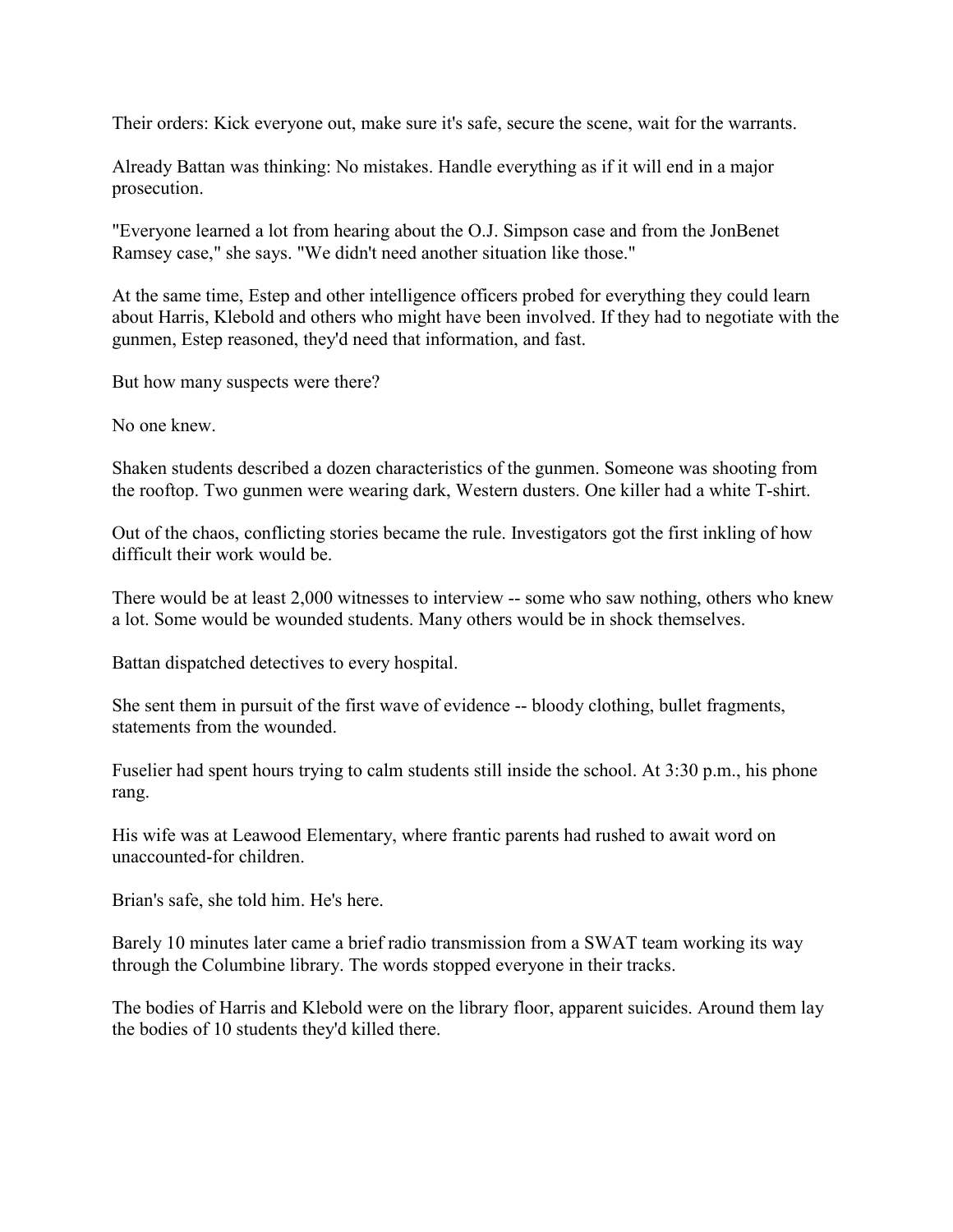Their orders: Kick everyone out, make sure it's safe, secure the scene, wait for the warrants.

Already Battan was thinking: No mistakes. Handle everything as if it will end in a major prosecution.

"Everyone learned a lot from hearing about the O.J. Simpson case and from the JonBenet Ramsey case," she says. "We didn't need another situation like those."

At the same time, Estep and other intelligence officers probed for everything they could learn about Harris, Klebold and others who might have been involved. If they had to negotiate with the gunmen, Estep reasoned, they'd need that information, and fast.

But how many suspects were there?

No one knew.

Shaken students described a dozen characteristics of the gunmen. Someone was shooting from the rooftop. Two gunmen were wearing dark, Western dusters. One killer had a white T-shirt.

Out of the chaos, conflicting stories became the rule. Investigators got the first inkling of how difficult their work would be.

There would be at least 2,000 witnesses to interview -- some who saw nothing, others who knew a lot. Some would be wounded students. Many others would be in shock themselves.

Battan dispatched detectives to every hospital.

She sent them in pursuit of the first wave of evidence -- bloody clothing, bullet fragments, statements from the wounded.

Fuselier had spent hours trying to calm students still inside the school. At 3:30 p.m., his phone rang.

His wife was at Leawood Elementary, where frantic parents had rushed to await word on unaccounted-for children.

Brian's safe, she told him. He's here.

Barely 10 minutes later came a brief radio transmission from a SWAT team working its way through the Columbine library. The words stopped everyone in their tracks.

The bodies of Harris and Klebold were on the library floor, apparent suicides. Around them lay the bodies of 10 students they'd killed there.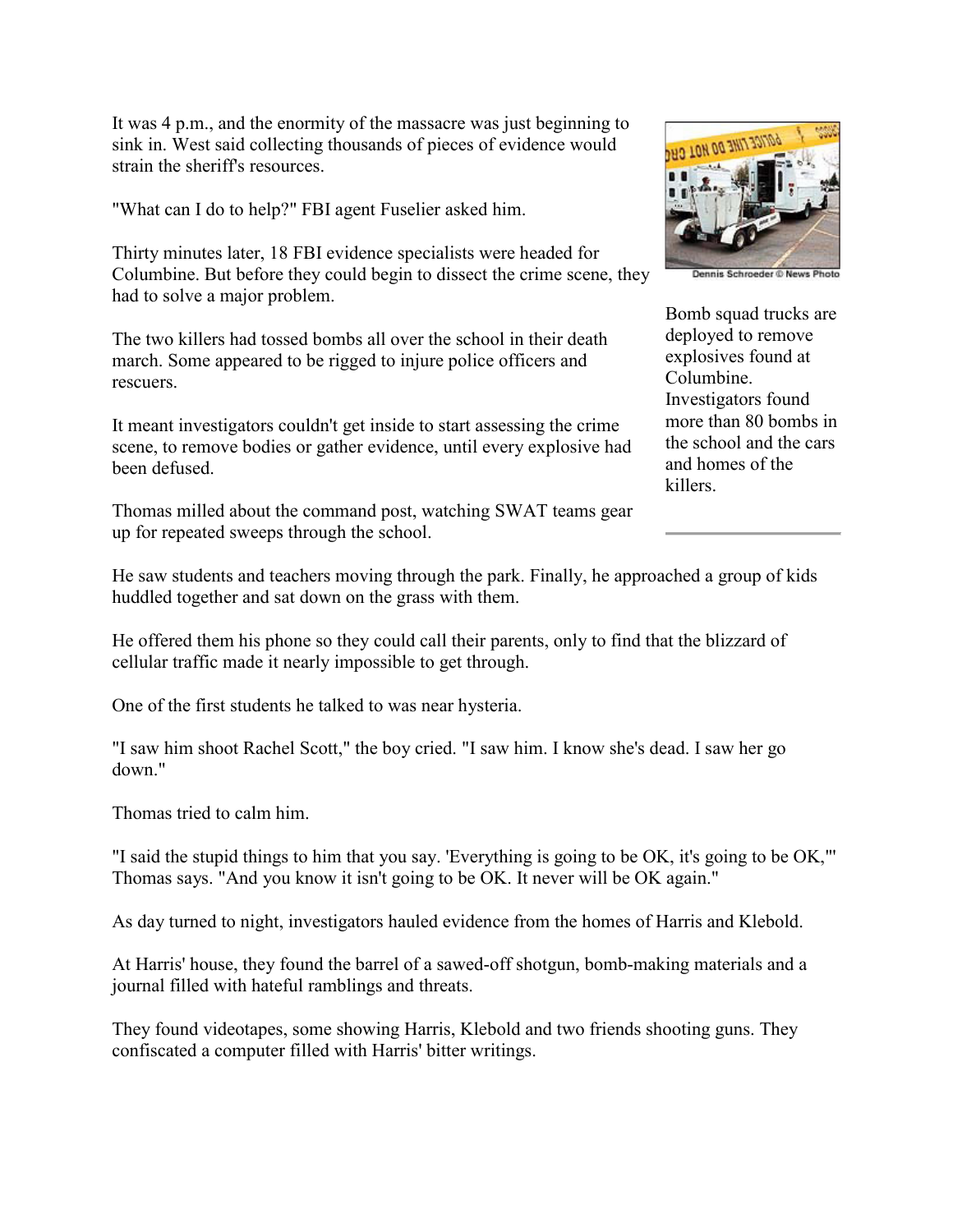It was 4 p.m., and the enormity of the massacre was just beginning to sink in. West said collecting thousands of pieces of evidence would strain the sheriff's resources.

"What can I do to help?" FBI agent Fuselier asked him.

Thirty minutes later, 18 FBI evidence specialists were headed for Columbine. But before they could begin to dissect the crime scene, they had to solve a major problem.

The two killers had tossed bombs all over the school in their death march. Some appeared to be rigged to injure police officers and rescuers.

It meant investigators couldn't get inside to start assessing the crime scene, to remove bodies or gather evidence, until every explosive had been defused.

Thomas milled about the command post, watching SWAT teams gear up for repeated sweeps through the school.

Dennis Schroeder © News Photo

Bomb squad trucks are deployed to remove explosives found at Columbine. Investigators found more than 80 bombs in the school and the cars and homes of the killers.

He saw students and teachers moving through the park. Finally, he approached a group of kids huddled together and sat down on the grass with them.

He offered them his phone so they could call their parents, only to find that the blizzard of cellular traffic made it nearly impossible to get through.

One of the first students he talked to was near hysteria.

"I saw him shoot Rachel Scott," the boy cried. "I saw him. I know she's dead. I saw her go down."

Thomas tried to calm him.

"I said the stupid things to him that you say. 'Everything is going to be OK, it's going to be OK,'" Thomas says. "And you know it isn't going to be OK. It never will be OK again."

As day turned to night, investigators hauled evidence from the homes of Harris and Klebold.

At Harris' house, they found the barrel of a sawed-off shotgun, bomb-making materials and a journal filled with hateful ramblings and threats.

They found videotapes, some showing Harris, Klebold and two friends shooting guns. They confiscated a computer filled with Harris' bitter writings.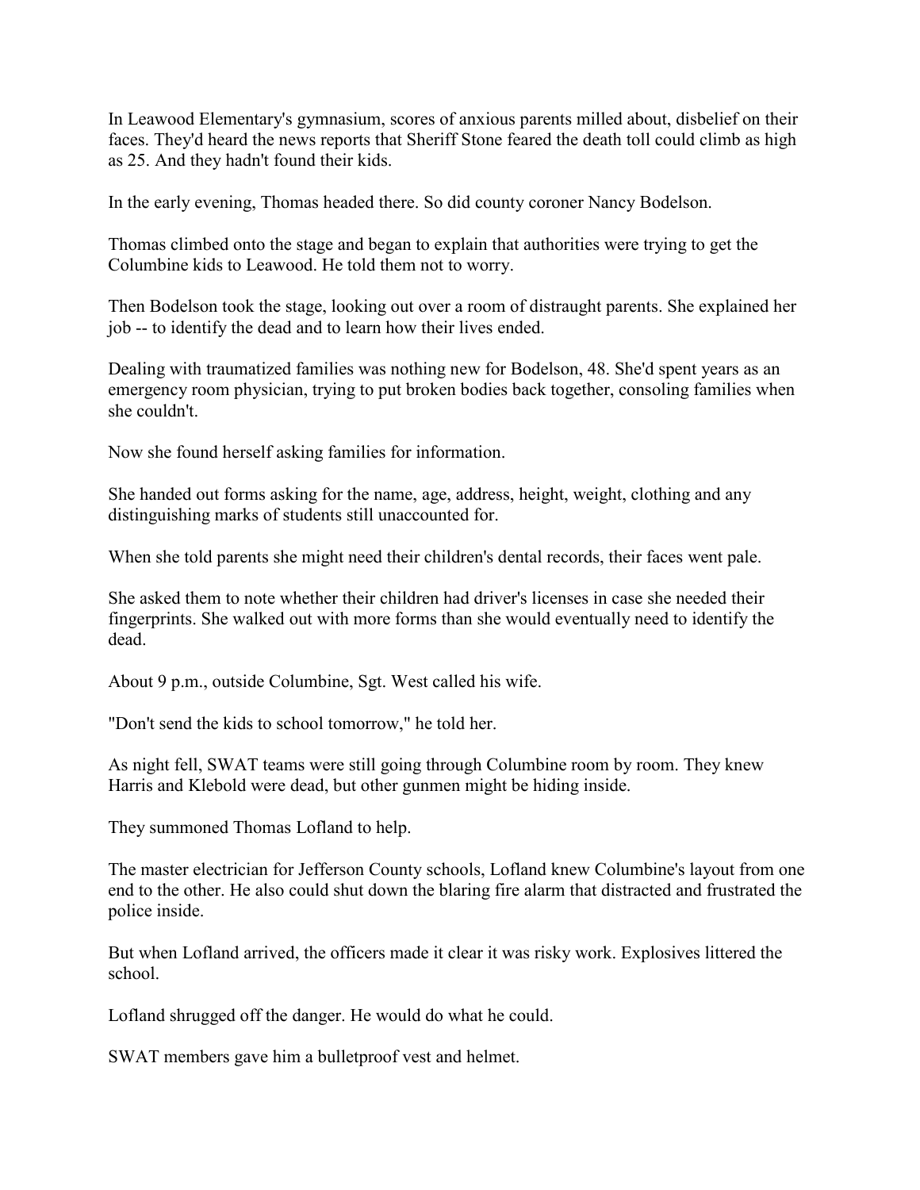In Leawood Elementary's gymnasium, scores of anxious parents milled about, disbelief on their faces. They'd heard the news reports that Sheriff Stone feared the death toll could climb as high as 25. And they hadn't found their kids.

In the early evening, Thomas headed there. So did county coroner Nancy Bodelson.

Thomas climbed onto the stage and began to explain that authorities were trying to get the Columbine kids to Leawood. He told them not to worry.

Then Bodelson took the stage, looking out over a room of distraught parents. She explained her job -- to identify the dead and to learn how their lives ended.

Dealing with traumatized families was nothing new for Bodelson, 48. She'd spent years as an emergency room physician, trying to put broken bodies back together, consoling families when she couldn't.

Now she found herself asking families for information.

She handed out forms asking for the name, age, address, height, weight, clothing and any distinguishing marks of students still unaccounted for.

When she told parents she might need their children's dental records, their faces went pale.

She asked them to note whether their children had driver's licenses in case she needed their fingerprints. She walked out with more forms than she would eventually need to identify the dead.

About 9 p.m., outside Columbine, Sgt. West called his wife.

"Don't send the kids to school tomorrow," he told her.

As night fell, SWAT teams were still going through Columbine room by room. They knew Harris and Klebold were dead, but other gunmen might be hiding inside.

They summoned Thomas Lofland to help.

The master electrician for Jefferson County schools, Lofland knew Columbine's layout from one end to the other. He also could shut down the blaring fire alarm that distracted and frustrated the police inside.

But when Lofland arrived, the officers made it clear it was risky work. Explosives littered the school.

Lofland shrugged off the danger. He would do what he could.

SWAT members gave him a bulletproof vest and helmet.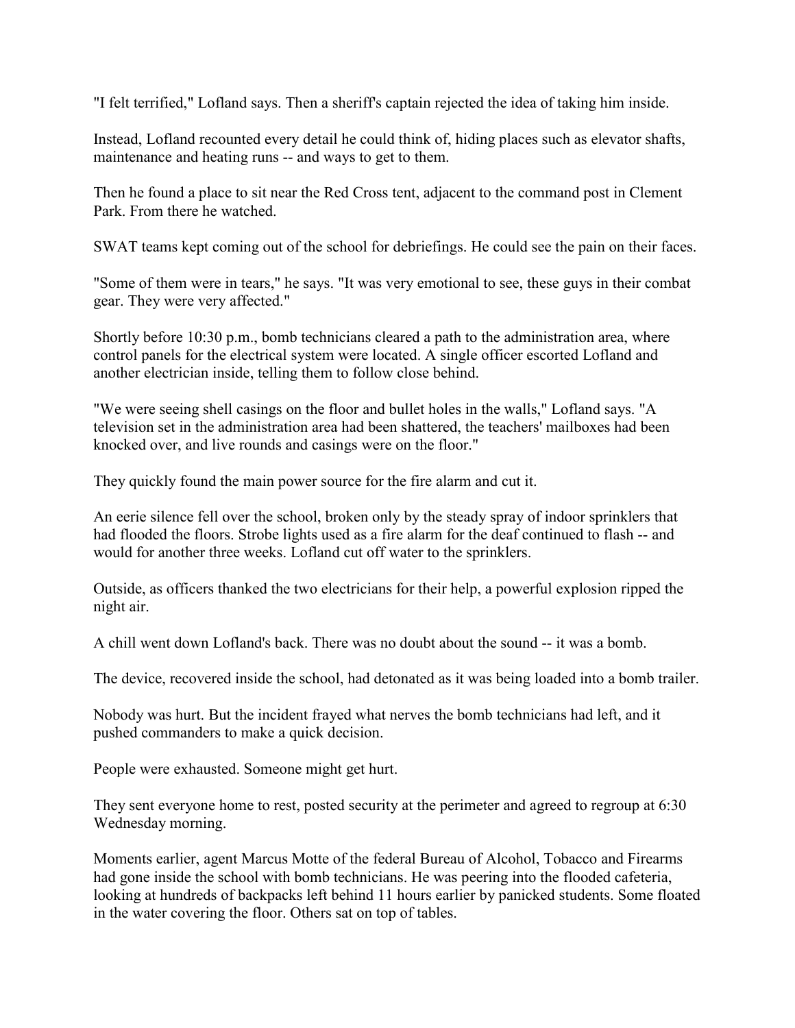"I felt terrified," Lofland says. Then a sheriff's captain rejected the idea of taking him inside.

Instead, Lofland recounted every detail he could think of, hiding places such as elevator shafts, maintenance and heating runs -- and ways to get to them.

Then he found a place to sit near the Red Cross tent, adjacent to the command post in Clement Park. From there he watched.

SWAT teams kept coming out of the school for debriefings. He could see the pain on their faces.

"Some of them were in tears," he says. "It was very emotional to see, these guys in their combat gear. They were very affected."

Shortly before 10:30 p.m., bomb technicians cleared a path to the administration area, where control panels for the electrical system were located. A single officer escorted Lofland and another electrician inside, telling them to follow close behind.

"We were seeing shell casings on the floor and bullet holes in the walls," Lofland says. "A television set in the administration area had been shattered, the teachers' mailboxes had been knocked over, and live rounds and casings were on the floor."

They quickly found the main power source for the fire alarm and cut it.

An eerie silence fell over the school, broken only by the steady spray of indoor sprinklers that had flooded the floors. Strobe lights used as a fire alarm for the deaf continued to flash -- and would for another three weeks. Lofland cut off water to the sprinklers.

Outside, as officers thanked the two electricians for their help, a powerful explosion ripped the night air.

A chill went down Lofland's back. There was no doubt about the sound -- it was a bomb.

The device, recovered inside the school, had detonated as it was being loaded into a bomb trailer.

Nobody was hurt. But the incident frayed what nerves the bomb technicians had left, and it pushed commanders to make a quick decision.

People were exhausted. Someone might get hurt.

They sent everyone home to rest, posted security at the perimeter and agreed to regroup at 6:30 Wednesday morning.

Moments earlier, agent Marcus Motte of the federal Bureau of Alcohol, Tobacco and Firearms had gone inside the school with bomb technicians. He was peering into the flooded cafeteria, looking at hundreds of backpacks left behind 11 hours earlier by panicked students. Some floated in the water covering the floor. Others sat on top of tables.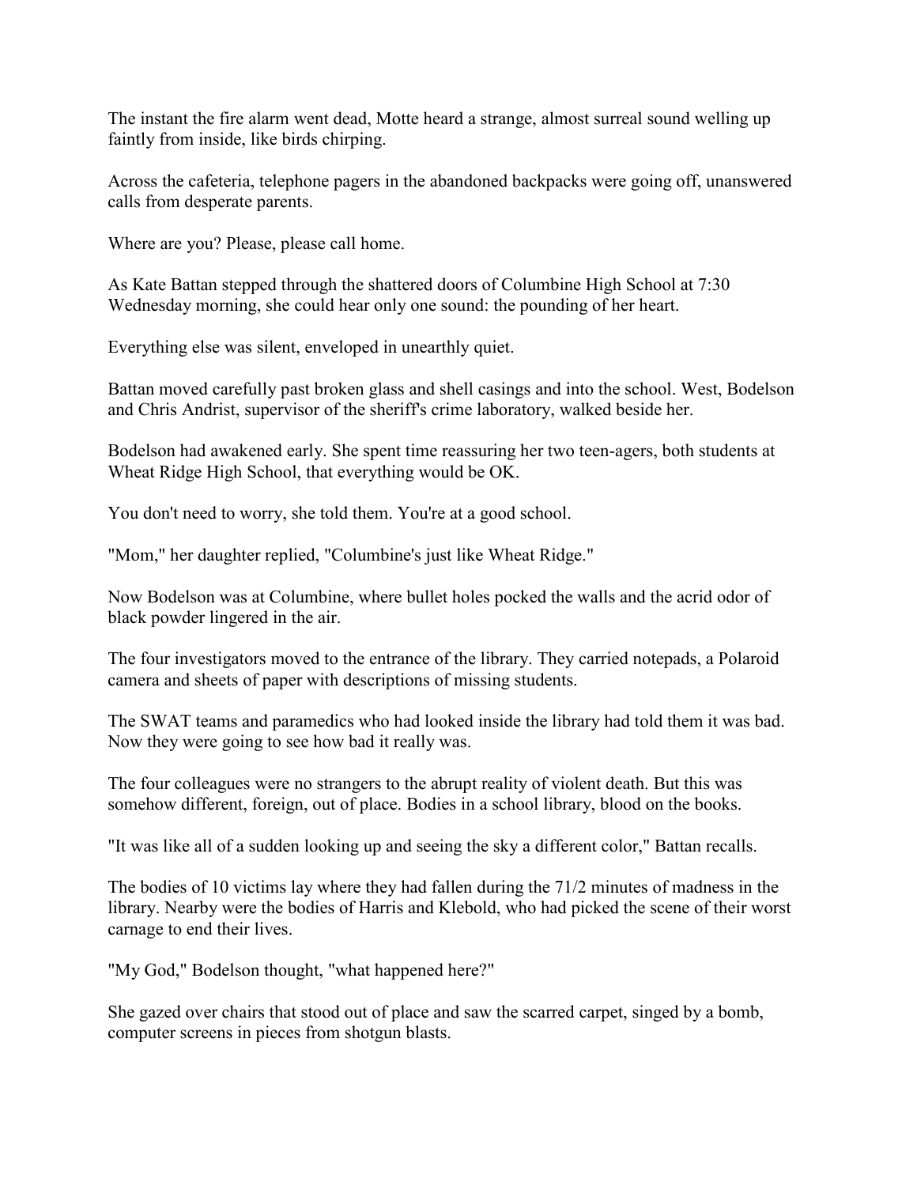The instant the fire alarm went dead, Motte heard a strange, almost surreal sound welling up faintly from inside, like birds chirping.

Across the cafeteria, telephone pagers in the abandoned backpacks were going off, unanswered calls from desperate parents.

Where are you? Please, please call home.

As Kate Battan stepped through the shattered doors of Columbine High School at 7:30 Wednesday morning, she could hear only one sound: the pounding of her heart.

Everything else was silent, enveloped in unearthly quiet.

Battan moved carefully past broken glass and shell casings and into the school. West, Bodelson and Chris Andrist, supervisor of the sheriff's crime laboratory, walked beside her.

Bodelson had awakened early. She spent time reassuring her two teen-agers, both students at Wheat Ridge High School, that everything would be OK.

You don't need to worry, she told them. You're at a good school.

"Mom," her daughter replied, "Columbine's just like Wheat Ridge."

Now Bodelson was at Columbine, where bullet holes pocked the walls and the acrid odor of black powder lingered in the air.

The four investigators moved to the entrance of the library. They carried notepads, a Polaroid camera and sheets of paper with descriptions of missing students.

The SWAT teams and paramedics who had looked inside the library had told them it was bad. Now they were going to see how bad it really was.

The four colleagues were no strangers to the abrupt reality of violent death. But this was somehow different, foreign, out of place. Bodies in a school library, blood on the books.

"It was like all of a sudden looking up and seeing the sky a different color," Battan recalls.

The bodies of 10 victims lay where they had fallen during the 71/2 minutes of madness in the library. Nearby were the bodies of Harris and Klebold, who had picked the scene of their worst carnage to end their lives.

"My God," Bodelson thought, "what happened here?"

She gazed over chairs that stood out of place and saw the scarred carpet, singed by a bomb, computer screens in pieces from shotgun blasts.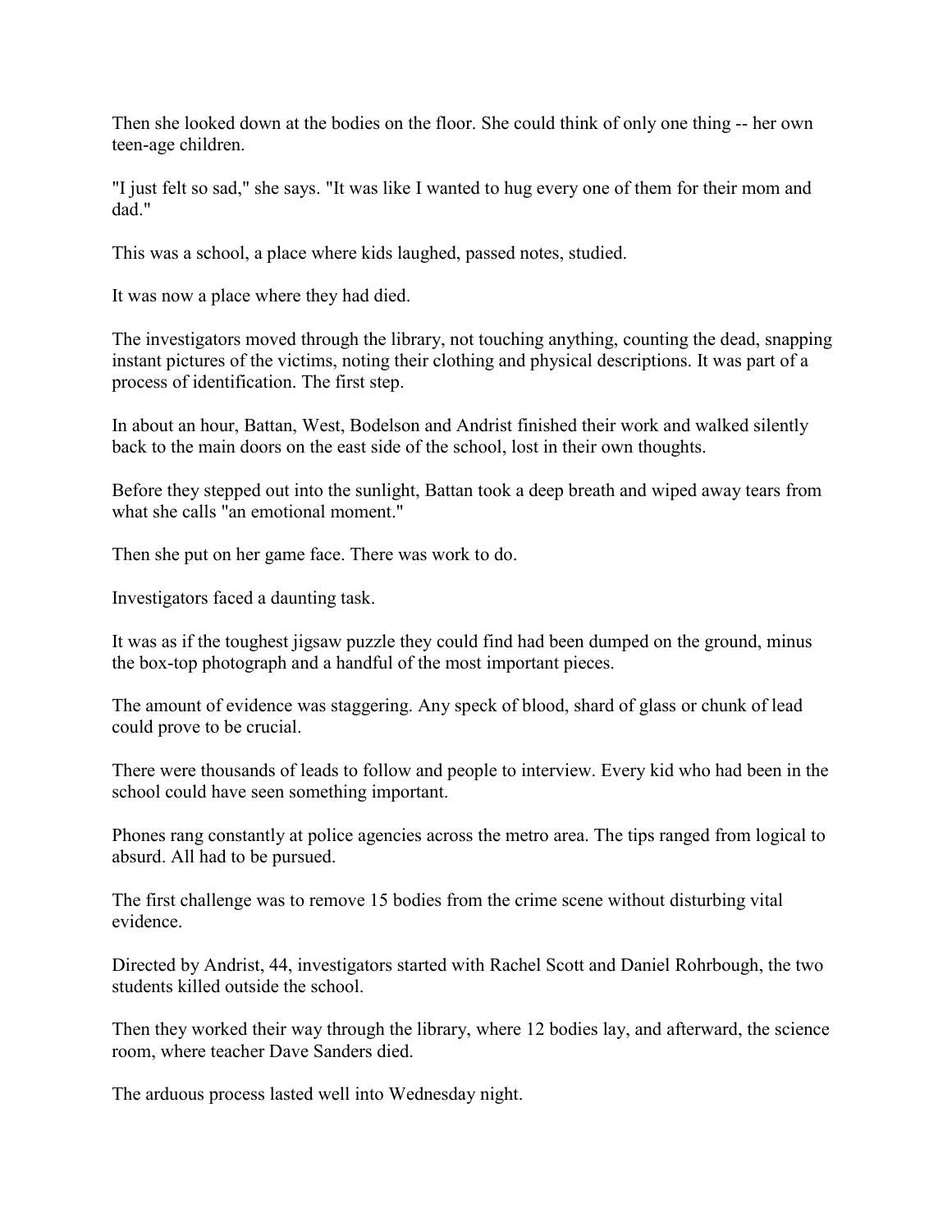Then she looked down at the bodies on the floor. She could think of only one thing -- her own teen-age children.

"I just felt so sad," she says. "It was like I wanted to hug every one of them for their mom and dad."

This was a school, a place where kids laughed, passed notes, studied.

It was now a place where they had died.

The investigators moved through the library, not touching anything, counting the dead, snapping instant pictures of the victims, noting their clothing and physical descriptions. It was part of a process of identification. The first step.

In about an hour, Battan, West, Bodelson and Andrist finished their work and walked silently back to the main doors on the east side of the school, lost in their own thoughts.

Before they stepped out into the sunlight, Battan took a deep breath and wiped away tears from what she calls "an emotional moment."

Then she put on her game face. There was work to do.

Investigators faced a daunting task.

It was as if the toughest jigsaw puzzle they could find had been dumped on the ground, minus the box-top photograph and a handful of the most important pieces.

The amount of evidence was staggering. Any speck of blood, shard of glass or chunk of lead could prove to be crucial.

There were thousands of leads to follow and people to interview. Every kid who had been in the school could have seen something important.

Phones rang constantly at police agencies across the metro area. The tips ranged from logical to absurd. All had to be pursued.

The first challenge was to remove 15 bodies from the crime scene without disturbing vital evidence.

Directed by Andrist, 44, investigators started with Rachel Scott and Daniel Rohrbough, the two students killed outside the school.

Then they worked their way through the library, where 12 bodies lay, and afterward, the science room, where teacher Dave Sanders died.

The arduous process lasted well into Wednesday night.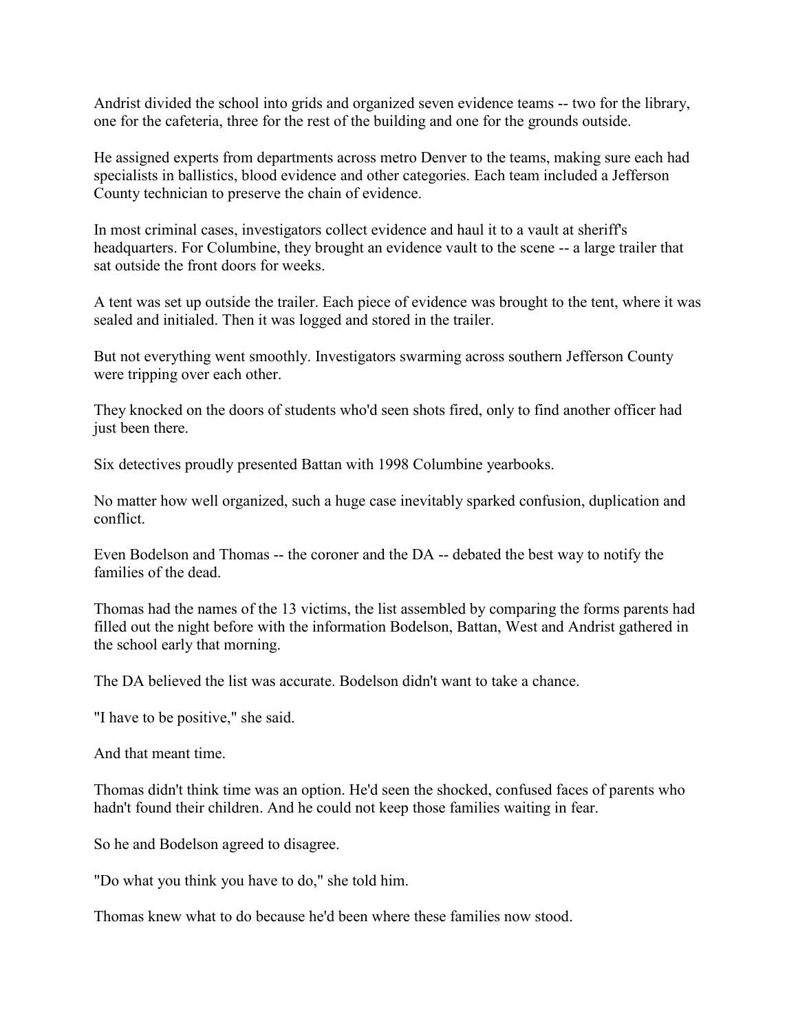Andrist divided the school into grids and organized seven evidence teams -- two for the library, one for the cafeteria, three for the rest of the building and one for the grounds outside.

He assigned experts from departments across metro Denver to the teams, making sure each had specialists in ballistics, blood evidence and other categories. Each team included a Jefferson County technician to preserve the chain of evidence.

In most criminal cases, investigators collect evidence and haul it to a vault at sheriff's headquarters. For Columbine, they brought an evidence vault to the scene -- a large trailer that sat outside the front doors for weeks.

A tent was set up outside the trailer. Each piece of evidence was brought to the tent, where it was sealed and initialed. Then it was logged and stored in the trailer.

But not everything went smoothly. Investigators swarming across southern Jefferson County were tripping over each other.

They knocked on the doors of students who'd seen shots fired, only to find another officer had just been there.

Six detectives proudly presented Battan with 1998 Columbine yearbooks.

No matter how well organized, such a huge case inevitably sparked confusion, duplication and conflict.

Even Bodelson and Thomas -- the coroner and the DA -- debated the best way to notify the families of the dead.

Thomas had the names of the 13 victims, the list assembled by comparing the forms parents had filled out the night before with the information Bodelson, Battan, West and Andrist gathered in the school early that morning.

The DA believed the list was accurate. Bodelson didn't want to take a chance.

"I have to be positive," she said.

And that meant time.

Thomas didn't think time was an option. He'd seen the shocked, confused faces of parents who hadn't found their children. And he could not keep those families waiting in fear.

So he and Bodelson agreed to disagree.

"Do what you think you have to do," she told him.

Thomas knew what to do because he'd been where these families now stood.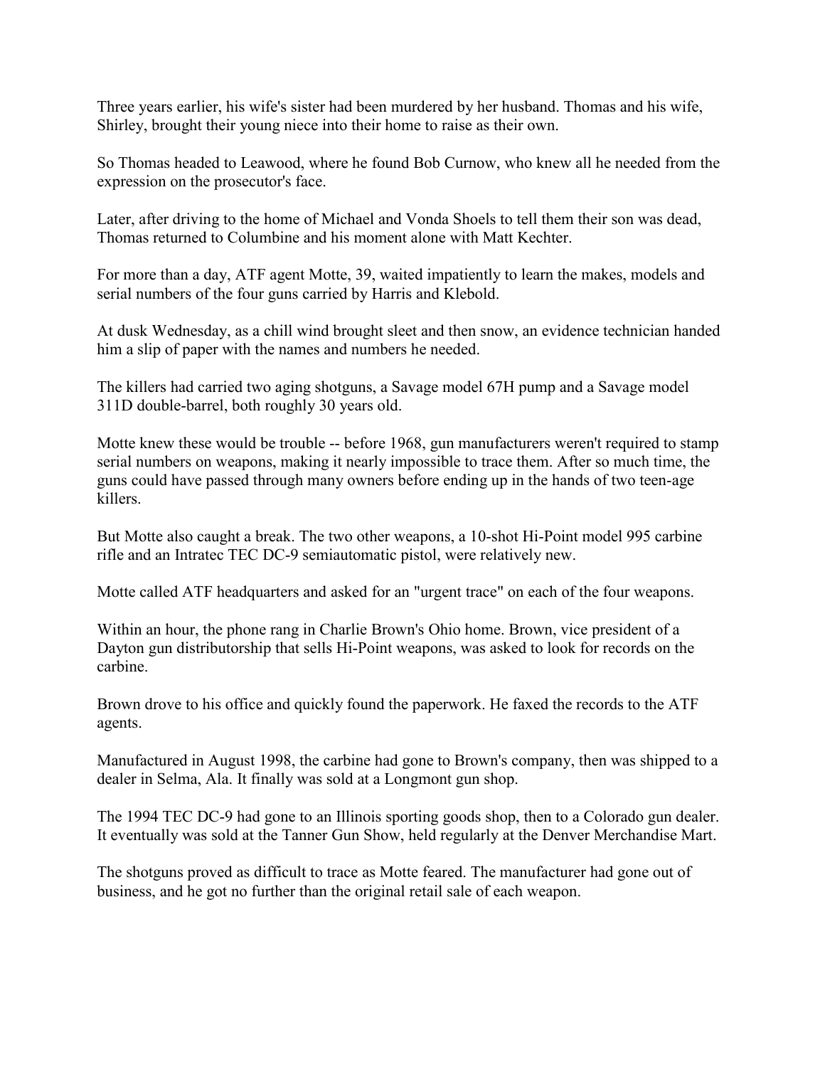Three years earlier, his wife's sister had been murdered by her husband. Thomas and his wife, Shirley, brought their young niece into their home to raise as their own.

So Thomas headed to Leawood, where he found Bob Curnow, who knew all he needed from the expression on the prosecutor's face.

Later, after driving to the home of Michael and Vonda Shoels to tell them their son was dead, Thomas returned to Columbine and his moment alone with Matt Kechter.

For more than a day, ATF agent Motte, 39, waited impatiently to learn the makes, models and serial numbers of the four guns carried by Harris and Klebold.

At dusk Wednesday, as a chill wind brought sleet and then snow, an evidence technician handed him a slip of paper with the names and numbers he needed.

The killers had carried two aging shotguns, a Savage model 67H pump and a Savage model 311D double-barrel, both roughly 30 years old.

Motte knew these would be trouble -- before 1968, gun manufacturers weren't required to stamp serial numbers on weapons, making it nearly impossible to trace them. After so much time, the guns could have passed through many owners before ending up in the hands of two teen-age killers.

But Motte also caught a break. The two other weapons, a 10-shot Hi-Point model 995 carbine rifle and an Intratec TEC DC-9 semiautomatic pistol, were relatively new.

Motte called ATF headquarters and asked for an "urgent trace" on each of the four weapons.

Within an hour, the phone rang in Charlie Brown's Ohio home. Brown, vice president of a Dayton gun distributorship that sells Hi-Point weapons, was asked to look for records on the carbine.

Brown drove to his office and quickly found the paperwork. He faxed the records to the ATF agents.

Manufactured in August 1998, the carbine had gone to Brown's company, then was shipped to a dealer in Selma, Ala. It finally was sold at a Longmont gun shop.

The 1994 TEC DC-9 had gone to an Illinois sporting goods shop, then to a Colorado gun dealer. It eventually was sold at the Tanner Gun Show, held regularly at the Denver Merchandise Mart.

The shotguns proved as difficult to trace as Motte feared. The manufacturer had gone out of business, and he got no further than the original retail sale of each weapon.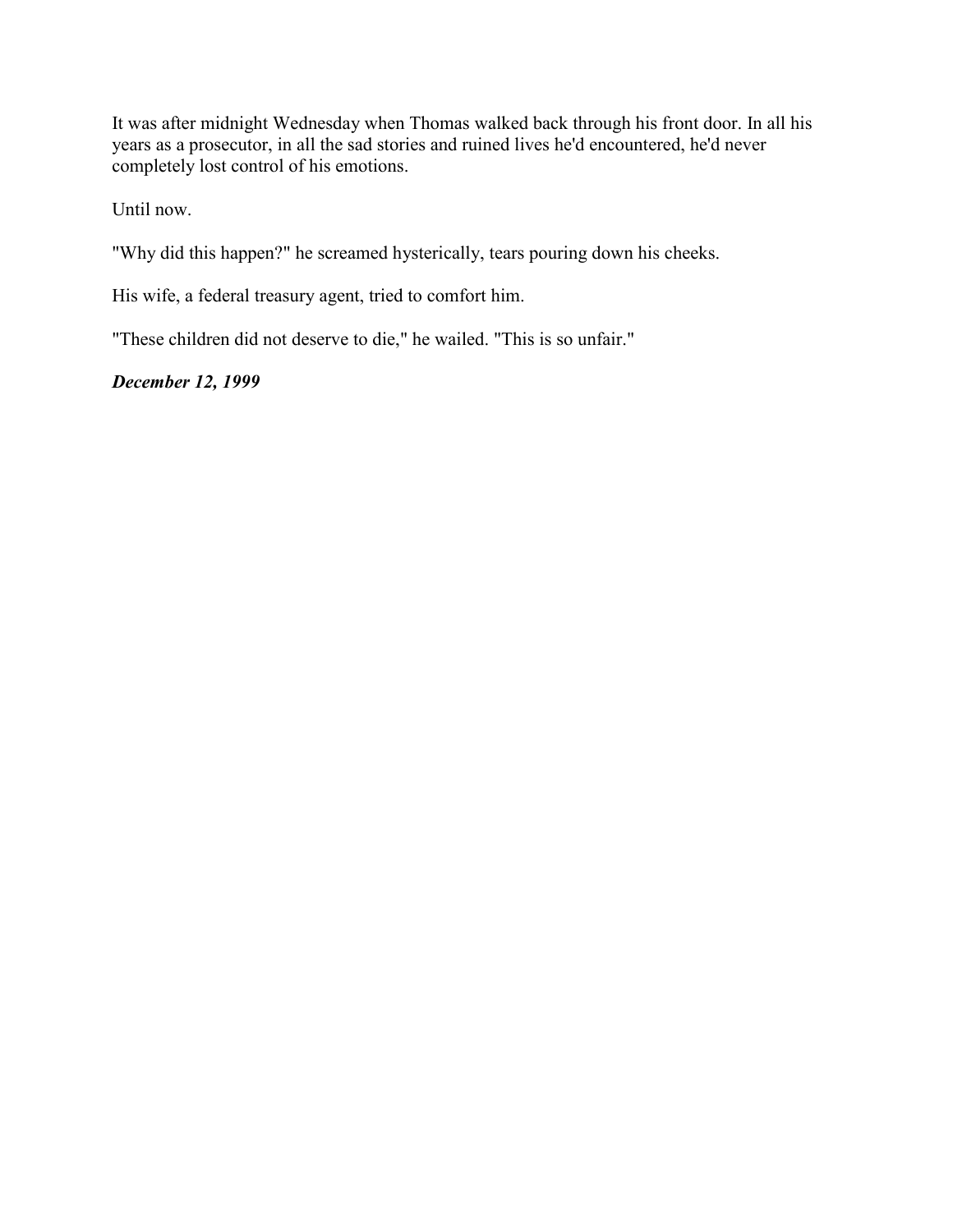It was after midnight Wednesday when Thomas walked back through his front door. In all his years as a prosecutor, in all the sad stories and ruined lives he'd encountered, he'd never completely lost control of his emotions.

Until now.

"Why did this happen?" he screamed hysterically, tears pouring down his cheeks.

His wife, a federal treasury agent, tried to comfort him.

"These children did not deserve to die," he wailed. "This is so unfair."

***December 12, 1999***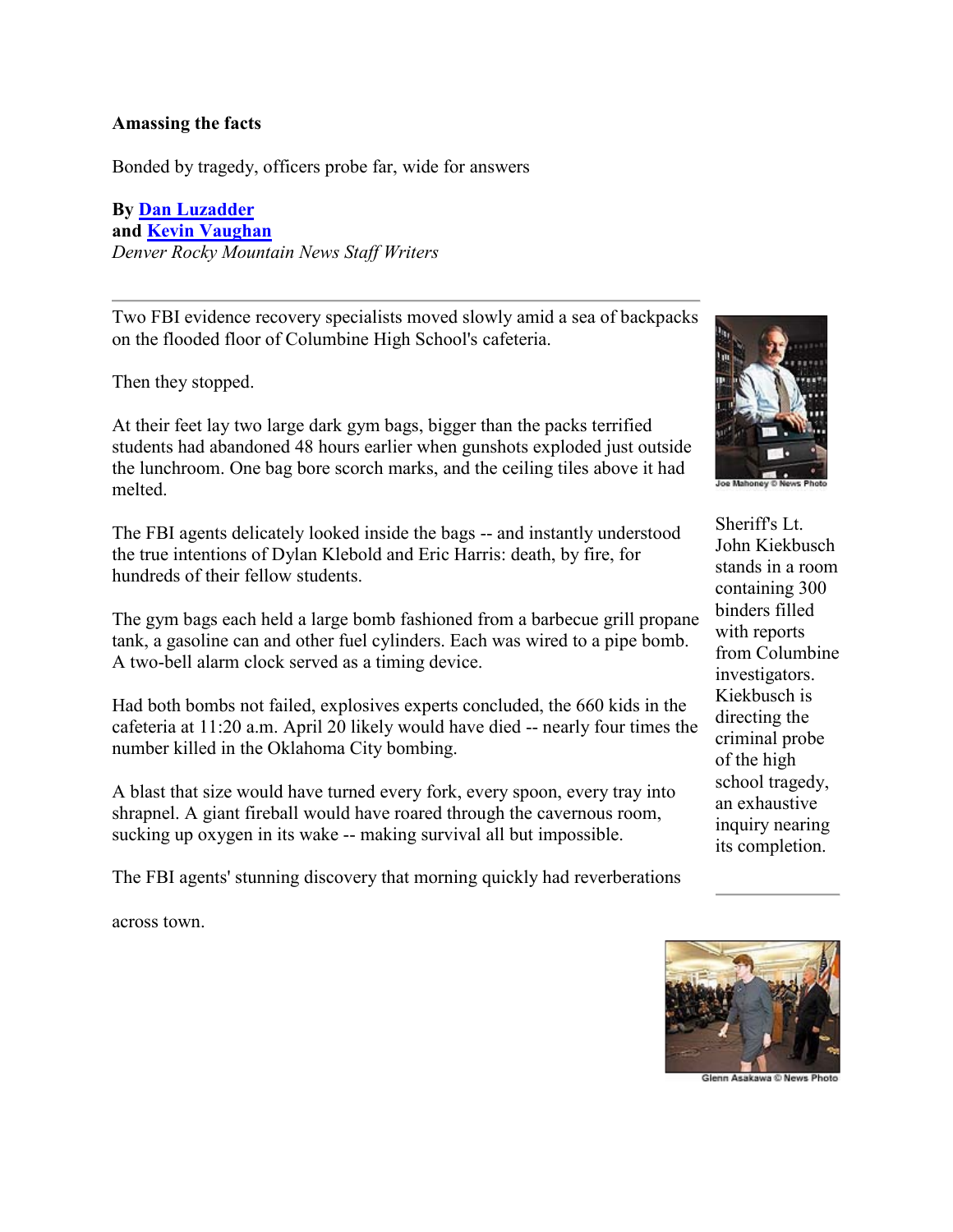**Amassing the facts**

Bonded by tragedy, officers probe far, wide for answers

**By Dan Luzadder**
**and Kevin Vaughan**
*Denver Rocky Mountain News Staff Writers*

---

Two FBI evidence recovery specialists moved slowly amid a sea of backpacks on the flooded floor of Columbine High School's cafeteria.

Then they stopped.

At their feet lay two large dark gym bags, bigger than the packs terrified students had abandoned 48 hours earlier when gunshots exploded just outside the lunchroom. One bag bore scorch marks, and the ceiling tiles above it had melted.

The FBI agents delicately looked inside the bags -- and instantly understood the true intentions of Dylan Klebold and Eric Harris: death, by fire, for hundreds of their fellow students.

The gym bags each held a large bomb fashioned from a barbecue grill propane tank, a gasoline can and other fuel cylinders. Each was wired to a pipe bomb. A two-bell alarm clock served as a timing device.

Had both bombs not failed, explosives experts concluded, the 660 kids in the cafeteria at 11:20 a.m. April 20 likely would have died -- nearly four times the number killed in the Oklahoma City bombing.

A blast that size would have turned every fork, every spoon, every tray into shrapnel. A giant fireball would have roared through the cavernous room, sucking up oxygen in its wake -- making survival all but impossible.

The FBI agents' stunning discovery that morning quickly had reverberations across town.

Joe Mahoney © News Photo

Sheriff's Lt. John Kiekbusch stands in a room containing 300 binders filled with reports from Columbine investigators. Kiekbusch is directing the criminal probe of the high school tragedy, an exhaustive inquiry nearing its completion.

Glenn Asakawa © News Photo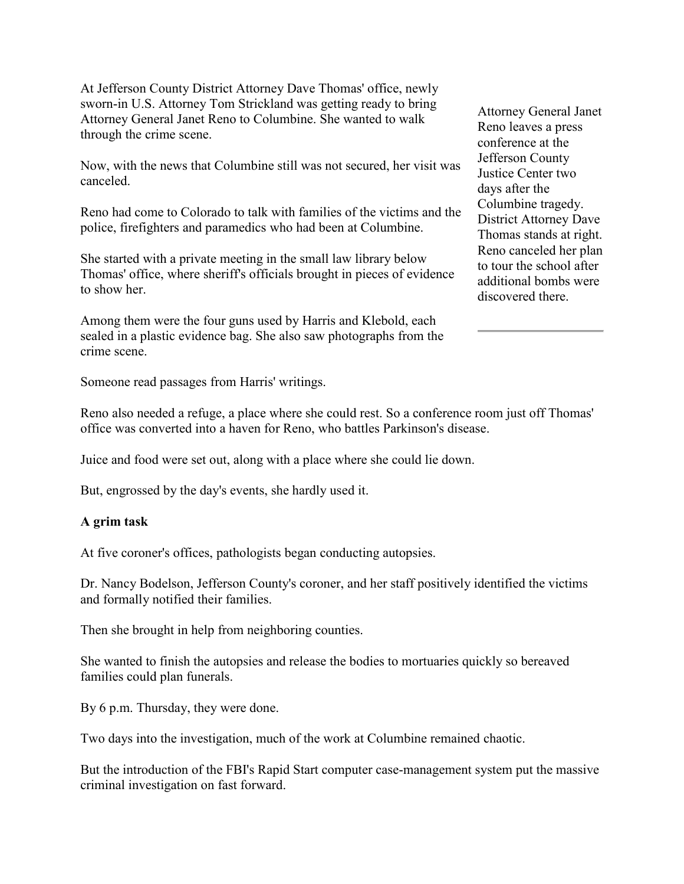At Jefferson County District Attorney Dave Thomas' office, newly sworn-in U.S. Attorney Tom Strickland was getting ready to bring Attorney General Janet Reno to Columbine. She wanted to walk through the crime scene.

Now, with the news that Columbine still was not secured, her visit was canceled.

Reno had come to Colorado to talk with families of the victims and the police, firefighters and paramedics who had been at Columbine.

She started with a private meeting in the small law library below Thomas' office, where sheriff's officials brought in pieces of evidence to show her.

Among them were the four guns used by Harris and Klebold, each sealed in a plastic evidence bag. She also saw photographs from the crime scene.

Attorney General Janet Reno leaves a press conference at the Jefferson County Justice Center two days after the Columbine tragedy. District Attorney Dave Thomas stands at right. Reno canceled her plan to tour the school after additional bombs were discovered there.

Someone read passages from Harris' writings.

Reno also needed a refuge, a place where she could rest. So a conference room just off Thomas' office was converted into a haven for Reno, who battles Parkinson's disease.

Juice and food were set out, along with a place where she could lie down.

But, engrossed by the day's events, she hardly used it.

**A grim task**

At five coroner's offices, pathologists began conducting autopsies.

Dr. Nancy Bodelson, Jefferson County's coroner, and her staff positively identified the victims and formally notified their families.

Then she brought in help from neighboring counties.

She wanted to finish the autopsies and release the bodies to mortuaries quickly so bereaved families could plan funerals.

By 6 p.m. Thursday, they were done.

Two days into the investigation, much of the work at Columbine remained chaotic.

But the introduction of the FBI's Rapid Start computer case-management system put the massive criminal investigation on fast forward.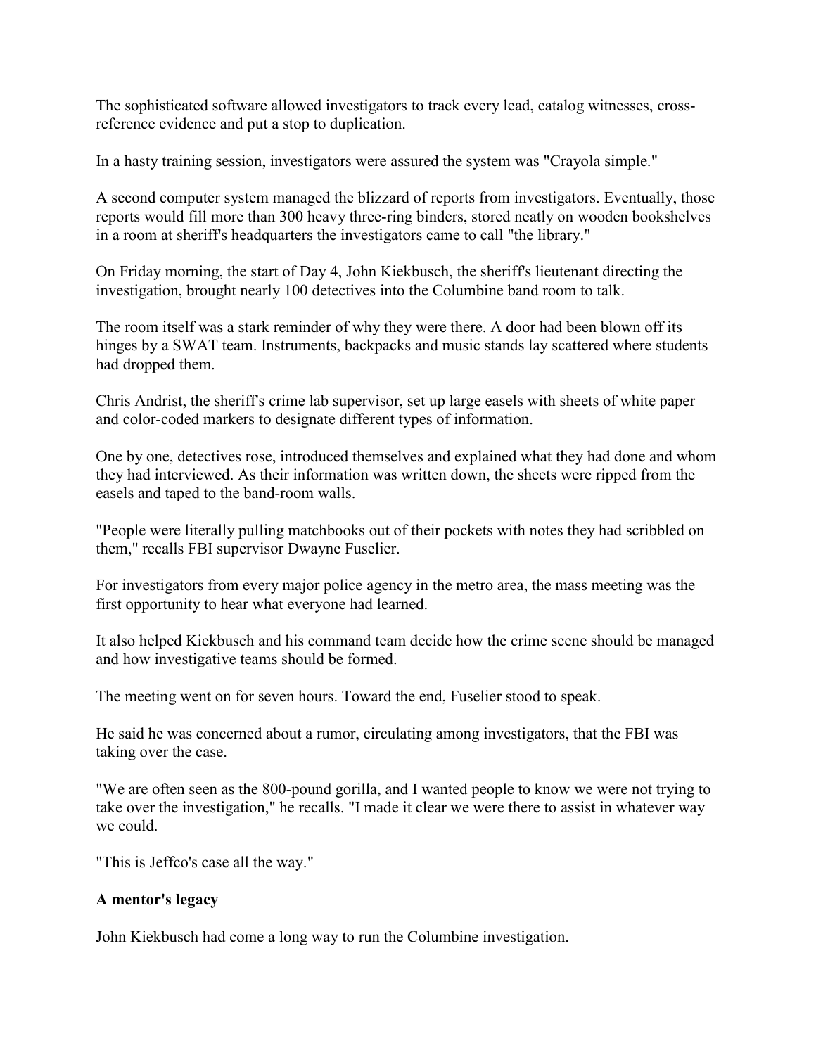The sophisticated software allowed investigators to track every lead, catalog witnesses, cross-reference evidence and put a stop to duplication.

In a hasty training session, investigators were assured the system was "Crayola simple."

A second computer system managed the blizzard of reports from investigators. Eventually, those reports would fill more than 300 heavy three-ring binders, stored neatly on wooden bookshelves in a room at sheriff's headquarters the investigators came to call "the library."

On Friday morning, the start of Day 4, John Kiekbusch, the sheriff's lieutenant directing the investigation, brought nearly 100 detectives into the Columbine band room to talk.

The room itself was a stark reminder of why they were there. A door had been blown off its hinges by a SWAT team. Instruments, backpacks and music stands lay scattered where students had dropped them.

Chris Andrist, the sheriff's crime lab supervisor, set up large easels with sheets of white paper and color-coded markers to designate different types of information.

One by one, detectives rose, introduced themselves and explained what they had done and whom they had interviewed. As their information was written down, the sheets were ripped from the easels and taped to the band-room walls.

"People were literally pulling matchbooks out of their pockets with notes they had scribbled on them," recalls FBI supervisor Dwayne Fuselier.

For investigators from every major police agency in the metro area, the mass meeting was the first opportunity to hear what everyone had learned.

It also helped Kiekbusch and his command team decide how the crime scene should be managed and how investigative teams should be formed.

The meeting went on for seven hours. Toward the end, Fuselier stood to speak.

He said he was concerned about a rumor, circulating among investigators, that the FBI was taking over the case.

"We are often seen as the 800-pound gorilla, and I wanted people to know we were not trying to take over the investigation," he recalls. "I made it clear we were there to assist in whatever way we could.

"This is Jeffco's case all the way."

**A mentor's legacy**

John Kiekbusch had come a long way to run the Columbine investigation.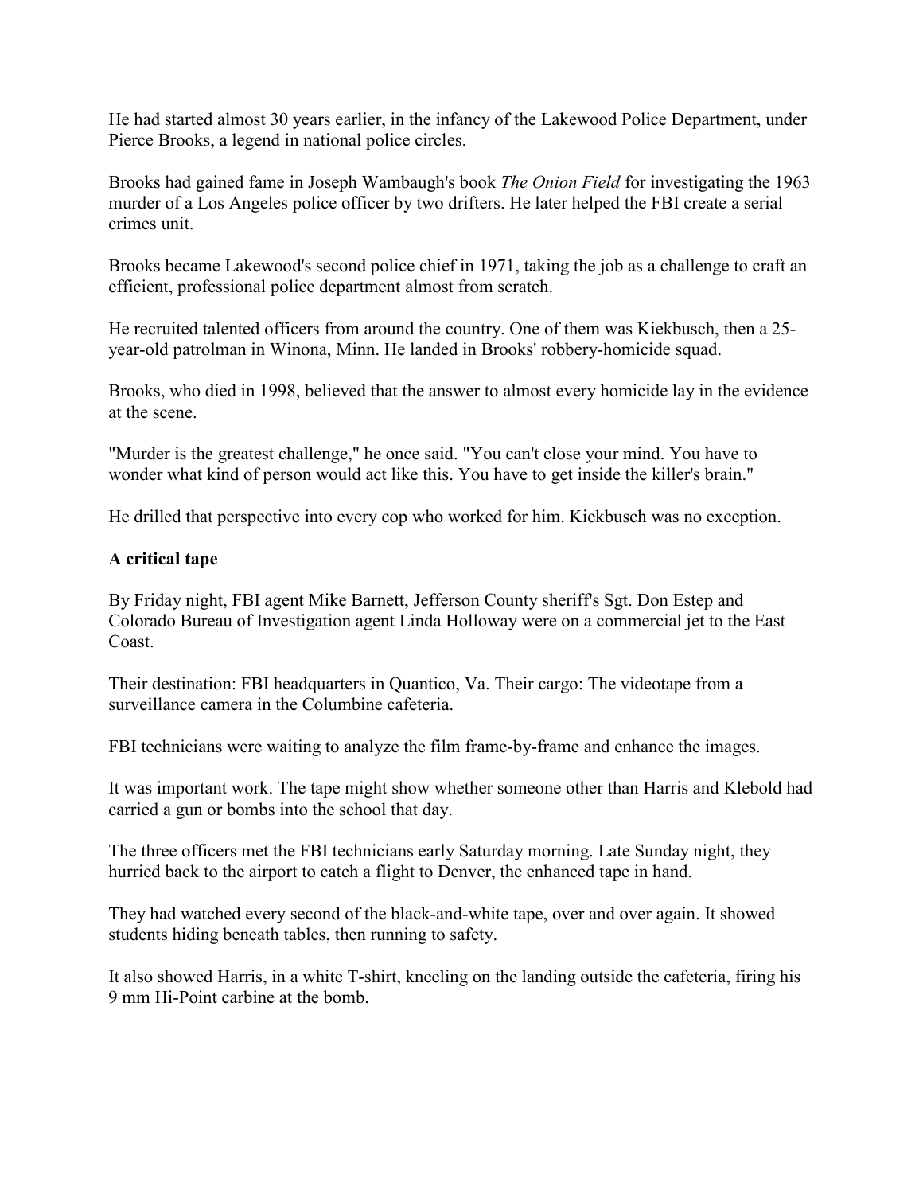He had started almost 30 years earlier, in the infancy of the Lakewood Police Department, under Pierce Brooks, a legend in national police circles.

Brooks had gained fame in Joseph Wambaugh's book *The Onion Field* for investigating the 1963 murder of a Los Angeles police officer by two drifters. He later helped the FBI create a serial crimes unit.

Brooks became Lakewood's second police chief in 1971, taking the job as a challenge to craft an efficient, professional police department almost from scratch.

He recruited talented officers from around the country. One of them was Kiekbusch, then a 25-year-old patrolman in Winona, Minn. He landed in Brooks' robbery-homicide squad.

Brooks, who died in 1998, believed that the answer to almost every homicide lay in the evidence at the scene.

"Murder is the greatest challenge," he once said. "You can't close your mind. You have to wonder what kind of person would act like this. You have to get inside the killer's brain."

He drilled that perspective into every cop who worked for him. Kiekbusch was no exception.

**A critical tape**

By Friday night, FBI agent Mike Barnett, Jefferson County sheriff's Sgt. Don Estep and Colorado Bureau of Investigation agent Linda Holloway were on a commercial jet to the East Coast.

Their destination: FBI headquarters in Quantico, Va. Their cargo: The videotape from a surveillance camera in the Columbine cafeteria.

FBI technicians were waiting to analyze the film frame-by-frame and enhance the images.

It was important work. The tape might show whether someone other than Harris and Klebold had carried a gun or bombs into the school that day.

The three officers met the FBI technicians early Saturday morning. Late Sunday night, they hurried back to the airport to catch a flight to Denver, the enhanced tape in hand.

They had watched every second of the black-and-white tape, over and over again. It showed students hiding beneath tables, then running to safety.

It also showed Harris, in a white T-shirt, kneeling on the landing outside the cafeteria, firing his 9 mm Hi-Point carbine at the bomb.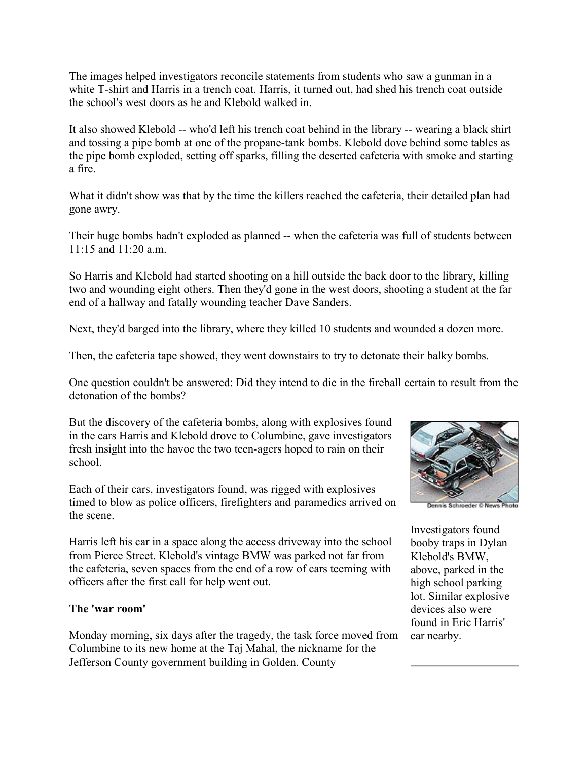The images helped investigators reconcile statements from students who saw a gunman in a white T-shirt and Harris in a trench coat. Harris, it turned out, had shed his trench coat outside the school's west doors as he and Klebold walked in.

It also showed Klebold -- who'd left his trench coat behind in the library -- wearing a black shirt and tossing a pipe bomb at one of the propane-tank bombs. Klebold dove behind some tables as the pipe bomb exploded, setting off sparks, filling the deserted cafeteria with smoke and starting a fire.

What it didn't show was that by the time the killers reached the cafeteria, their detailed plan had gone awry.

Their huge bombs hadn't exploded as planned -- when the cafeteria was full of students between 11:15 and 11:20 a.m.

So Harris and Klebold had started shooting on a hill outside the back door to the library, killing two and wounding eight others. Then they'd gone in the west doors, shooting a student at the far end of a hallway and fatally wounding teacher Dave Sanders.

Next, they'd barged into the library, where they killed 10 students and wounded a dozen more.

Then, the cafeteria tape showed, they went downstairs to try to detonate their balky bombs.

One question couldn't be answered: Did they intend to die in the fireball certain to result from the detonation of the bombs?

But the discovery of the cafeteria bombs, along with explosives found in the cars Harris and Klebold drove to Columbine, gave investigators fresh insight into the havoc the two teen-agers hoped to rain on their school.

Each of their cars, investigators found, was rigged with explosives timed to blow as police officers, firefighters and paramedics arrived on the scene.

Harris left his car in a space along the access driveway into the school from Pierce Street. Klebold's vintage BMW was parked not far from the cafeteria, seven spaces from the end of a row of cars teeming with officers after the first call for help went out.

Dennis Schroeder © News Photo

Investigators found booby traps in Dylan Klebold's BMW, above, parked in the high school parking lot. Similar explosive devices also were found in Eric Harris' car nearby.

**The 'war room'**

Monday morning, six days after the tragedy, the task force moved from Columbine to its new home at the Taj Mahal, the nickname for the Jefferson County government building in Golden. County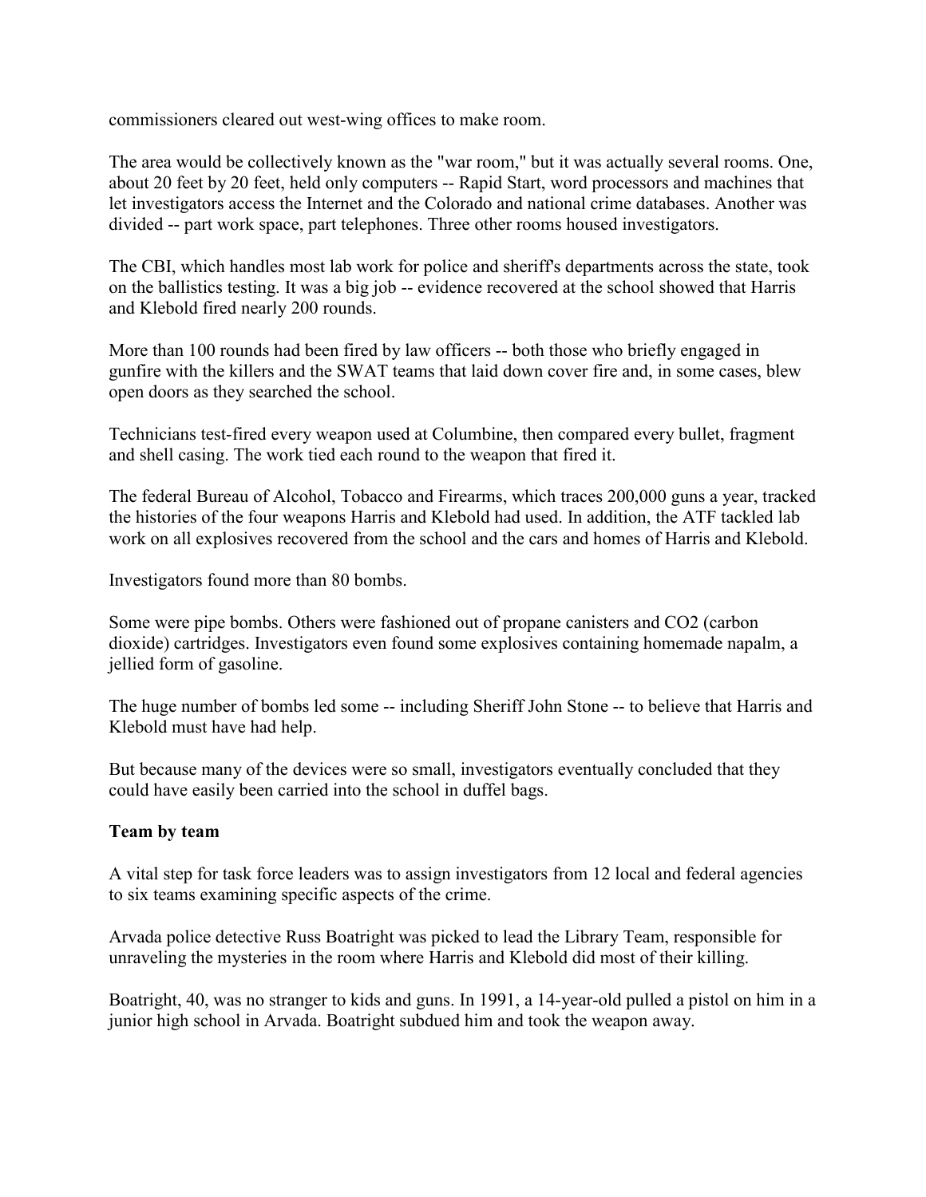commissioners cleared out west-wing offices to make room.

The area would be collectively known as the "war room," but it was actually several rooms. One, about 20 feet by 20 feet, held only computers -- Rapid Start, word processors and machines that let investigators access the Internet and the Colorado and national crime databases. Another was divided -- part work space, part telephones. Three other rooms housed investigators.

The CBI, which handles most lab work for police and sheriff's departments across the state, took on the ballistics testing. It was a big job -- evidence recovered at the school showed that Harris and Klebold fired nearly 200 rounds.

More than 100 rounds had been fired by law officers -- both those who briefly engaged in gunfire with the killers and the SWAT teams that laid down cover fire and, in some cases, blew open doors as they searched the school.

Technicians test-fired every weapon used at Columbine, then compared every bullet, fragment and shell casing. The work tied each round to the weapon that fired it.

The federal Bureau of Alcohol, Tobacco and Firearms, which traces 200,000 guns a year, tracked the histories of the four weapons Harris and Klebold had used. In addition, the ATF tackled lab work on all explosives recovered from the school and the cars and homes of Harris and Klebold.

Investigators found more than 80 bombs.

Some were pipe bombs. Others were fashioned out of propane canisters and $CO_2$ (carbon dioxide) cartridges. Investigators even found some explosives containing homemade napalm, a jellied form of gasoline.

The huge number of bombs led some -- including Sheriff John Stone -- to believe that Harris and Klebold must have had help.

But because many of the devices were so small, investigators eventually concluded that they could have easily been carried into the school in duffel bags.

**Team by team**

A vital step for task force leaders was to assign investigators from 12 local and federal agencies to six teams examining specific aspects of the crime.

Arvada police detective Russ Boatright was picked to lead the Library Team, responsible for unraveling the mysteries in the room where Harris and Klebold did most of their killing.

Boatright, 40, was no stranger to kids and guns. In 1991, a 14-year-old pulled a pistol on him in a junior high school in Arvada. Boatright subdued him and took the weapon away.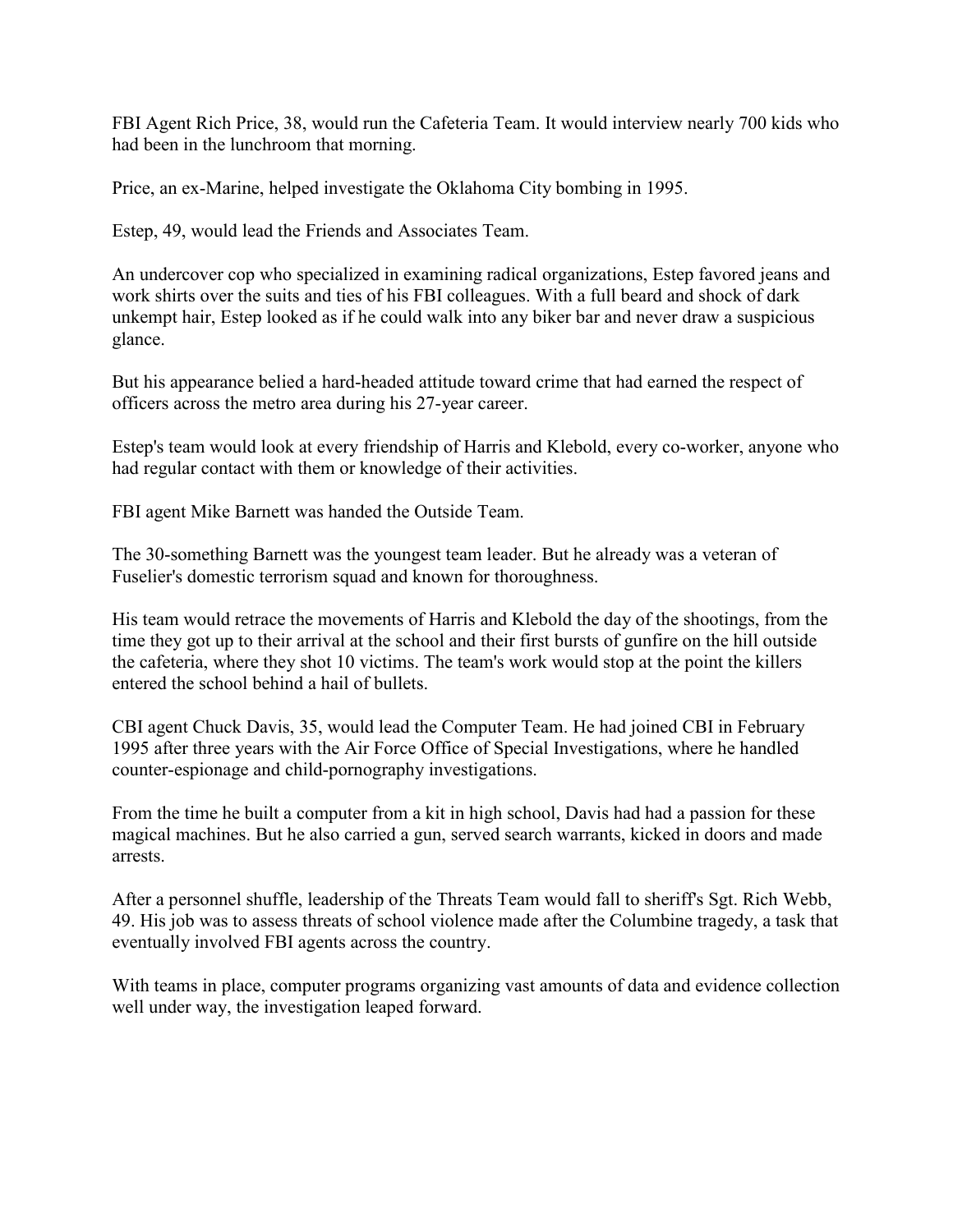FBI Agent Rich Price, 38, would run the Cafeteria Team. It would interview nearly 700 kids who had been in the lunchroom that morning.

Price, an ex-Marine, helped investigate the Oklahoma City bombing in 1995.

Estep, 49, would lead the Friends and Associates Team.

An undercover cop who specialized in examining radical organizations, Estep favored jeans and work shirts over the suits and ties of his FBI colleagues. With a full beard and shock of dark unkempt hair, Estep looked as if he could walk into any biker bar and never draw a suspicious glance.

But his appearance belied a hard-headed attitude toward crime that had earned the respect of officers across the metro area during his 27-year career.

Estep's team would look at every friendship of Harris and Klebold, every co-worker, anyone who had regular contact with them or knowledge of their activities.

FBI agent Mike Barnett was handed the Outside Team.

The 30-something Barnett was the youngest team leader. But he already was a veteran of Fuselier's domestic terrorism squad and known for thoroughness.

His team would retrace the movements of Harris and Klebold the day of the shootings, from the time they got up to their arrival at the school and their first bursts of gunfire on the hill outside the cafeteria, where they shot 10 victims. The team's work would stop at the point the killers entered the school behind a hail of bullets.

CBI agent Chuck Davis, 35, would lead the Computer Team. He had joined CBI in February 1995 after three years with the Air Force Office of Special Investigations, where he handled counter-espionage and child-pornography investigations.

From the time he built a computer from a kit in high school, Davis had had a passion for these magical machines. But he also carried a gun, served search warrants, kicked in doors and made arrests.

After a personnel shuffle, leadership of the Threats Team would fall to sheriff's Sgt. Rich Webb, 49. His job was to assess threats of school violence made after the Columbine tragedy, a task that eventually involved FBI agents across the country.

With teams in place, computer programs organizing vast amounts of data and evidence collection well under way, the investigation leaped forward.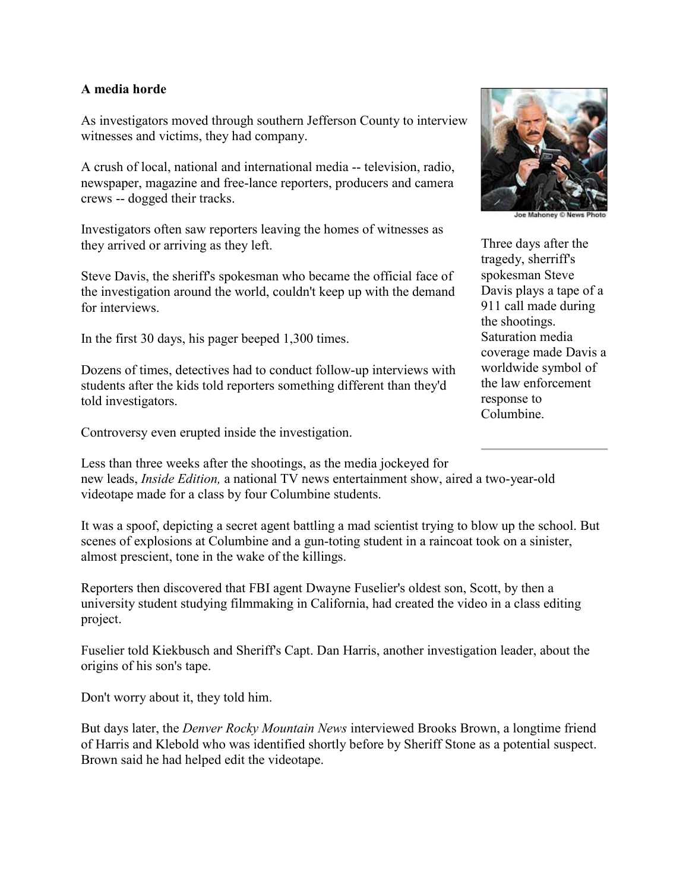**A media horde**

As investigators moved through southern Jefferson County to interview witnesses and victims, they had company.

A crush of local, national and international media -- television, radio, newspaper, magazine and free-lance reporters, producers and camera crews -- dogged their tracks.

Investigators often saw reporters leaving the homes of witnesses as they arrived or arriving as they left.

Steve Davis, the sheriff's spokesman who became the official face of the investigation around the world, couldn't keep up with the demand for interviews.

In the first 30 days, his pager beeped 1,300 times.

Dozens of times, detectives had to conduct follow-up interviews with students after the kids told reporters something different than they'd told investigators.

Controversy even erupted inside the investigation.

Joe Mahoney © News Photo

Three days after the tragedy, sherriff's spokesman Steve Davis plays a tape of a 911 call made during the shootings. Saturation media coverage made Davis a worldwide symbol of the law enforcement response to Columbine.

Less than three weeks after the shootings, as the media jockeyed for new leads, *Inside Edition,* a national TV news entertainment show, aired a two-year-old videotape made for a class by four Columbine students.

It was a spoof, depicting a secret agent battling a mad scientist trying to blow up the school. But scenes of explosions at Columbine and a gun-toting student in a raincoat took on a sinister, almost prescient, tone in the wake of the killings.

Reporters then discovered that FBI agent Dwayne Fuselier's oldest son, Scott, by then a university student studying filmmaking in California, had created the video in a class editing project.

Fuselier told Kiekbusch and Sheriff's Capt. Dan Harris, another investigation leader, about the origins of his son's tape.

Don't worry about it, they told him.

But days later, the *Denver Rocky Mountain News* interviewed Brooks Brown, a longtime friend of Harris and Klebold who was identified shortly before by Sheriff Stone as a potential suspect. Brown said he had helped edit the videotape.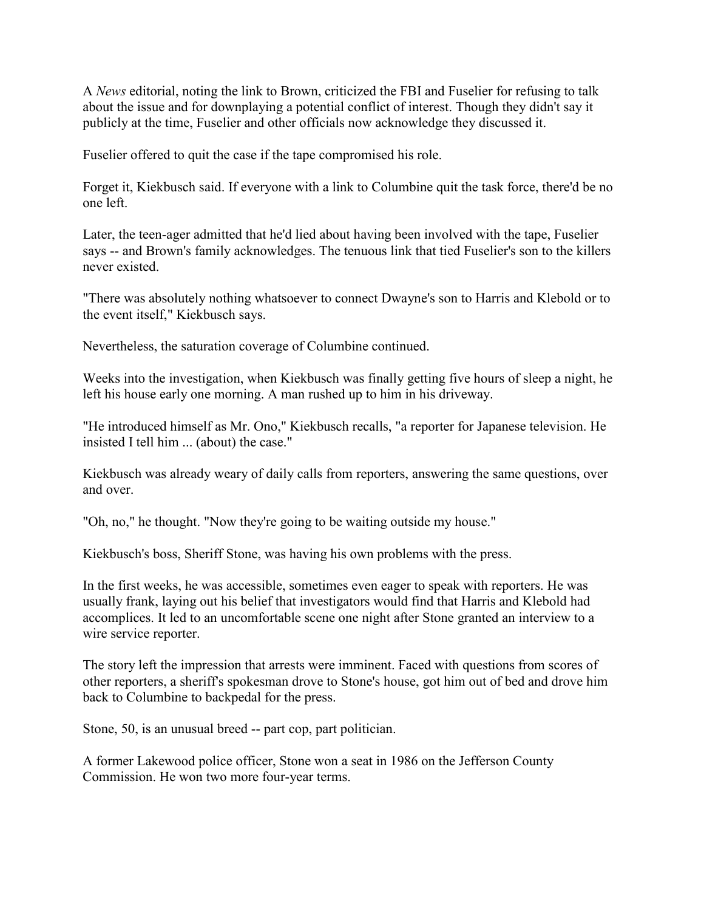A *News* editorial, noting the link to Brown, criticized the FBI and Fuselier for refusing to talk about the issue and for downplaying a potential conflict of interest. Though they didn't say it publicly at the time, Fuselier and other officials now acknowledge they discussed it.

Fuselier offered to quit the case if the tape compromised his role.

Forget it, Kiekbusch said. If everyone with a link to Columbine quit the task force, there'd be no one left.

Later, the teen-ager admitted that he'd lied about having been involved with the tape, Fuselier says -- and Brown's family acknowledges. The tenuous link that tied Fuselier's son to the killers never existed.

"There was absolutely nothing whatsoever to connect Dwayne's son to Harris and Klebold or to the event itself," Kiekbusch says.

Nevertheless, the saturation coverage of Columbine continued.

Weeks into the investigation, when Kiekbusch was finally getting five hours of sleep a night, he left his house early one morning. A man rushed up to him in his driveway.

"He introduced himself as Mr. Ono," Kiekbusch recalls, "a reporter for Japanese television. He insisted I tell him ... (about) the case."

Kiekbusch was already weary of daily calls from reporters, answering the same questions, over and over.

"Oh, no," he thought. "Now they're going to be waiting outside my house."

Kiekbusch's boss, Sheriff Stone, was having his own problems with the press.

In the first weeks, he was accessible, sometimes even eager to speak with reporters. He was usually frank, laying out his belief that investigators would find that Harris and Klebold had accomplices. It led to an uncomfortable scene one night after Stone granted an interview to a wire service reporter.

The story left the impression that arrests were imminent. Faced with questions from scores of other reporters, a sheriff's spokesman drove to Stone's house, got him out of bed and drove him back to Columbine to backpedal for the press.

Stone, 50, is an unusual breed -- part cop, part politician.

A former Lakewood police officer, Stone won a seat in 1986 on the Jefferson County Commission. He won two more four-year terms.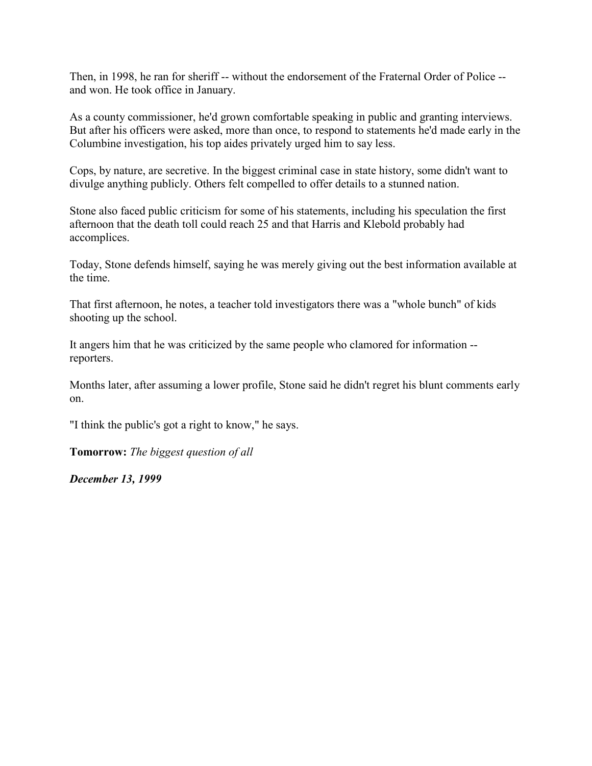Then, in 1998, he ran for sheriff -- without the endorsement of the Fraternal Order of Police -- and won. He took office in January.

As a county commissioner, he'd grown comfortable speaking in public and granting interviews. But after his officers were asked, more than once, to respond to statements he'd made early in the Columbine investigation, his top aides privately urged him to say less.

Cops, by nature, are secretive. In the biggest criminal case in state history, some didn't want to divulge anything publicly. Others felt compelled to offer details to a stunned nation.

Stone also faced public criticism for some of his statements, including his speculation the first afternoon that the death toll could reach 25 and that Harris and Klebold probably had accomplices.

Today, Stone defends himself, saying he was merely giving out the best information available at the time.

That first afternoon, he notes, a teacher told investigators there was a "whole bunch" of kids shooting up the school.

It angers him that he was criticized by the same people who clamored for information -- reporters.

Months later, after assuming a lower profile, Stone said he didn't regret his blunt comments early on.

"I think the public's got a right to know," he says.

**Tomorrow:** *The biggest question of all*

***December 13, 1999***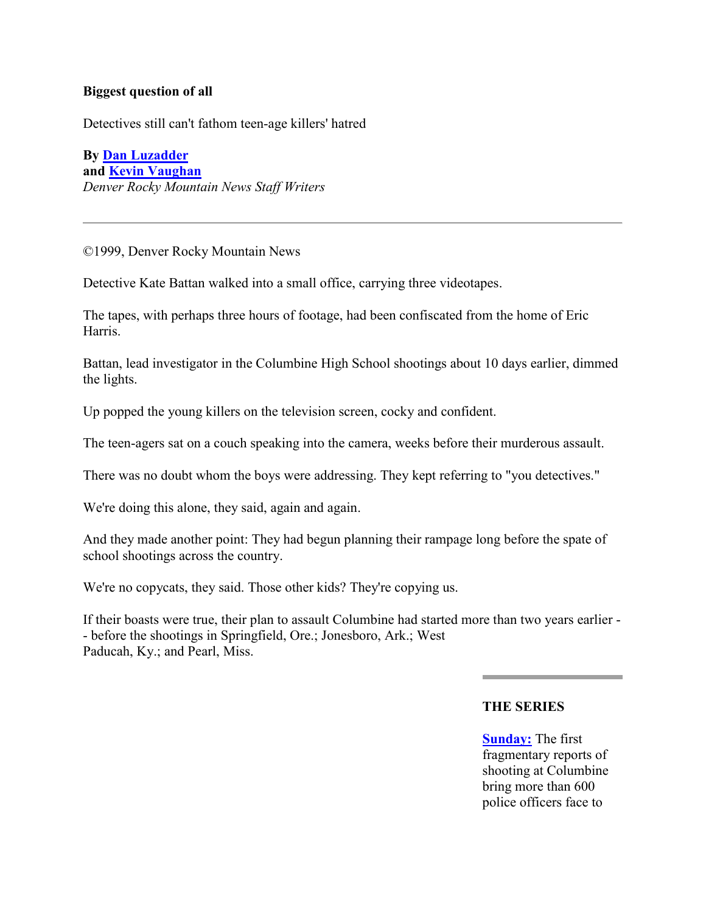**Biggest question of all**

Detectives still can't fathom teen-age killers' hatred

**By Dan Luzadder**
**and Kevin Vaughan**
*Denver Rocky Mountain News Staff Writers*

---

©1999, Denver Rocky Mountain News

Detective Kate Battan walked into a small office, carrying three videotapes.

The tapes, with perhaps three hours of footage, had been confiscated from the home of Eric Harris.

Battan, lead investigator in the Columbine High School shootings about 10 days earlier, dimmed the lights.

Up popped the young killers on the television screen, cocky and confident.

The teen-agers sat on a couch speaking into the camera, weeks before their murderous assault.

There was no doubt whom the boys were addressing. They kept referring to "you detectives."

We're doing this alone, they said, again and again.

And they made another point: They had begun planning their rampage long before the spate of school shootings across the country.

We're no copycats, they said. Those other kids? They're copying us.

If their boasts were true, their plan to assault Columbine had started more than two years earlier -- before the shootings in Springfield, Ore.; Jonesboro, Ark.; West Paducah, Ky.; and Pearl, Miss.

**THE SERIES**

**Sunday:** The first fragmentary reports of shooting at Columbine bring more than 600 police officers face to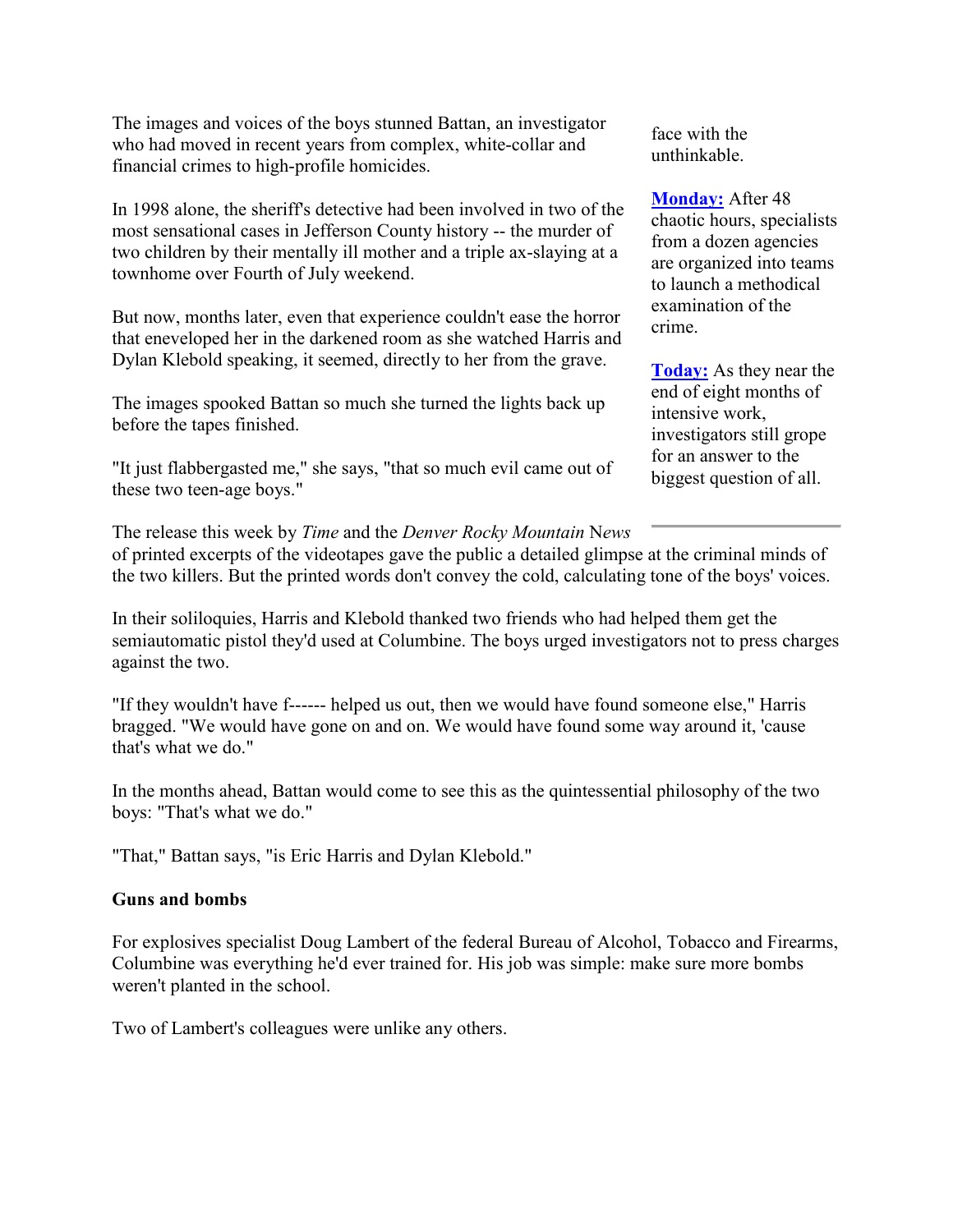The images and voices of the boys stunned Battan, an investigator who had moved in recent years from complex, white-collar and financial crimes to high-profile homicides.

In 1998 alone, the sheriff's detective had been involved in two of the most sensational cases in Jefferson County history -- the murder of two children by their mentally ill mother and a triple ax-slaying at a townhome over Fourth of July weekend.

But now, months later, even that experience couldn't ease the horror that eneveloped her in the darkened room as she watched Harris and Dylan Klebold speaking, it seemed, directly to her from the grave.

The images spooked Battan so much she turned the lights back up before the tapes finished.

"It just flabbergasted me," she says, "that so much evil came out of these two teen-age boys."

face with the unthinkable.

**Monday:** After 48 chaotic hours, specialists from a dozen agencies are organized into teams to launch a methodical examination of the crime.

**Today:** As they near the end of eight months of intensive work, investigators still grope for an answer to the biggest question of all.

The release this week by *Time* and the *Denver Rocky Mountain* N*ews* of printed excerpts of the videotapes gave the public a detailed glimpse at the criminal minds of the two killers. But the printed words don't convey the cold, calculating tone of the boys' voices.

In their soliloquies, Harris and Klebold thanked two friends who had helped them get the semiautomatic pistol they'd used at Columbine. The boys urged investigators not to press charges against the two.

"If they wouldn't have f------ helped us out, then we would have found someone else," Harris bragged. "We would have gone on and on. We would have found some way around it, 'cause that's what we do."

In the months ahead, Battan would come to see this as the quintessential philosophy of the two boys: "That's what we do."

"That," Battan says, "is Eric Harris and Dylan Klebold."

**Guns and bombs**

For explosives specialist Doug Lambert of the federal Bureau of Alcohol, Tobacco and Firearms, Columbine was everything he'd ever trained for. His job was simple: make sure more bombs weren't planted in the school.

Two of Lambert's colleagues were unlike any others.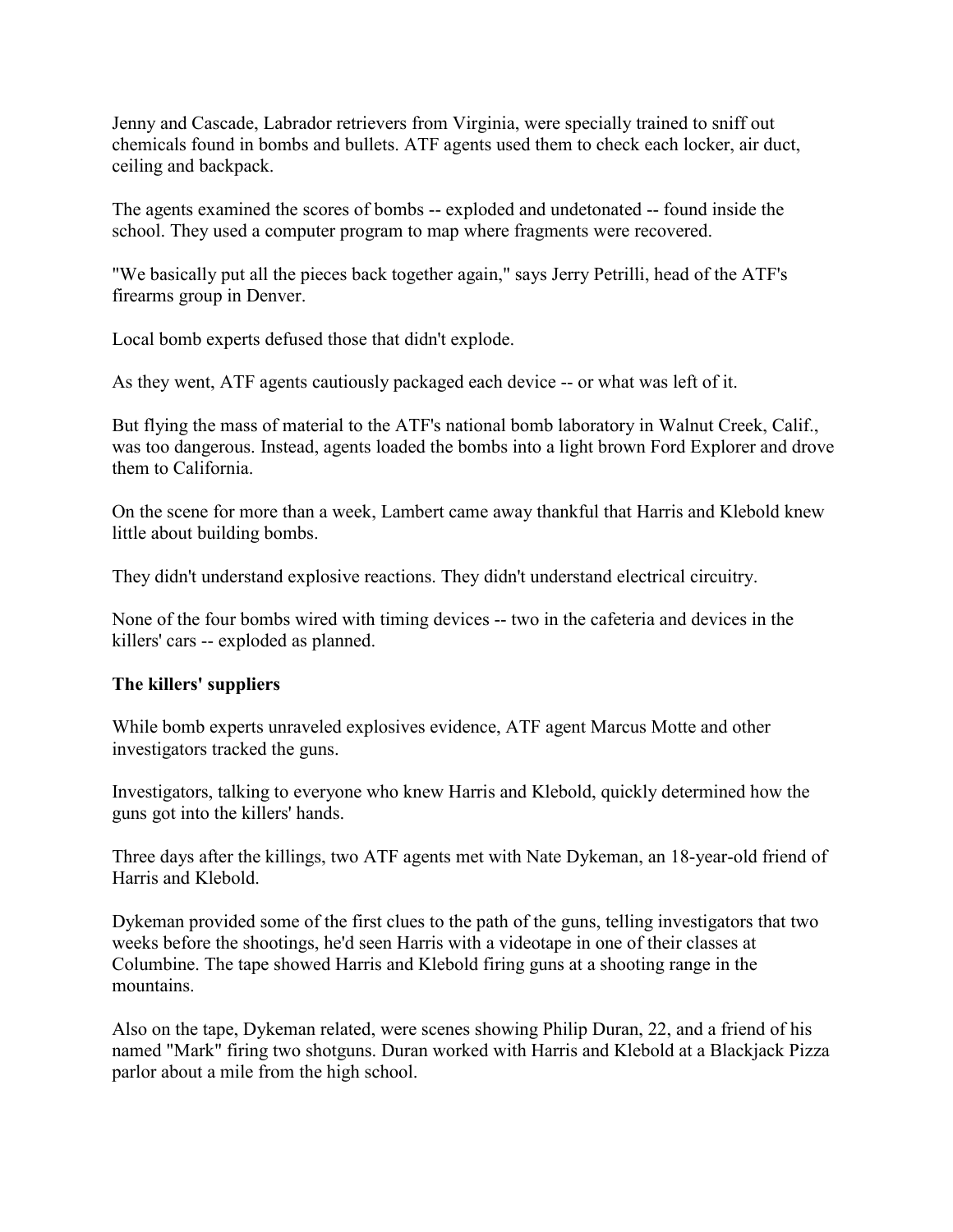Jenny and Cascade, Labrador retrievers from Virginia, were specially trained to sniff out chemicals found in bombs and bullets. ATF agents used them to check each locker, air duct, ceiling and backpack.

The agents examined the scores of bombs -- exploded and undetonated -- found inside the school. They used a computer program to map where fragments were recovered.

"We basically put all the pieces back together again," says Jerry Petrilli, head of the ATF's firearms group in Denver.

Local bomb experts defused those that didn't explode.

As they went, ATF agents cautiously packaged each device -- or what was left of it.

But flying the mass of material to the ATF's national bomb laboratory in Walnut Creek, Calif., was too dangerous. Instead, agents loaded the bombs into a light brown Ford Explorer and drove them to California.

On the scene for more than a week, Lambert came away thankful that Harris and Klebold knew little about building bombs.

They didn't understand explosive reactions. They didn't understand electrical circuitry.

None of the four bombs wired with timing devices -- two in the cafeteria and devices in the killers' cars -- exploded as planned.

**The killers' suppliers**

While bomb experts unraveled explosives evidence, ATF agent Marcus Motte and other investigators tracked the guns.

Investigators, talking to everyone who knew Harris and Klebold, quickly determined how the guns got into the killers' hands.

Three days after the killings, two ATF agents met with Nate Dykeman, an 18-year-old friend of Harris and Klebold.

Dykeman provided some of the first clues to the path of the guns, telling investigators that two weeks before the shootings, he'd seen Harris with a videotape in one of their classes at Columbine. The tape showed Harris and Klebold firing guns at a shooting range in the mountains.

Also on the tape, Dykeman related, were scenes showing Philip Duran, 22, and a friend of his named "Mark" firing two shotguns. Duran worked with Harris and Klebold at a Blackjack Pizza parlor about a mile from the high school.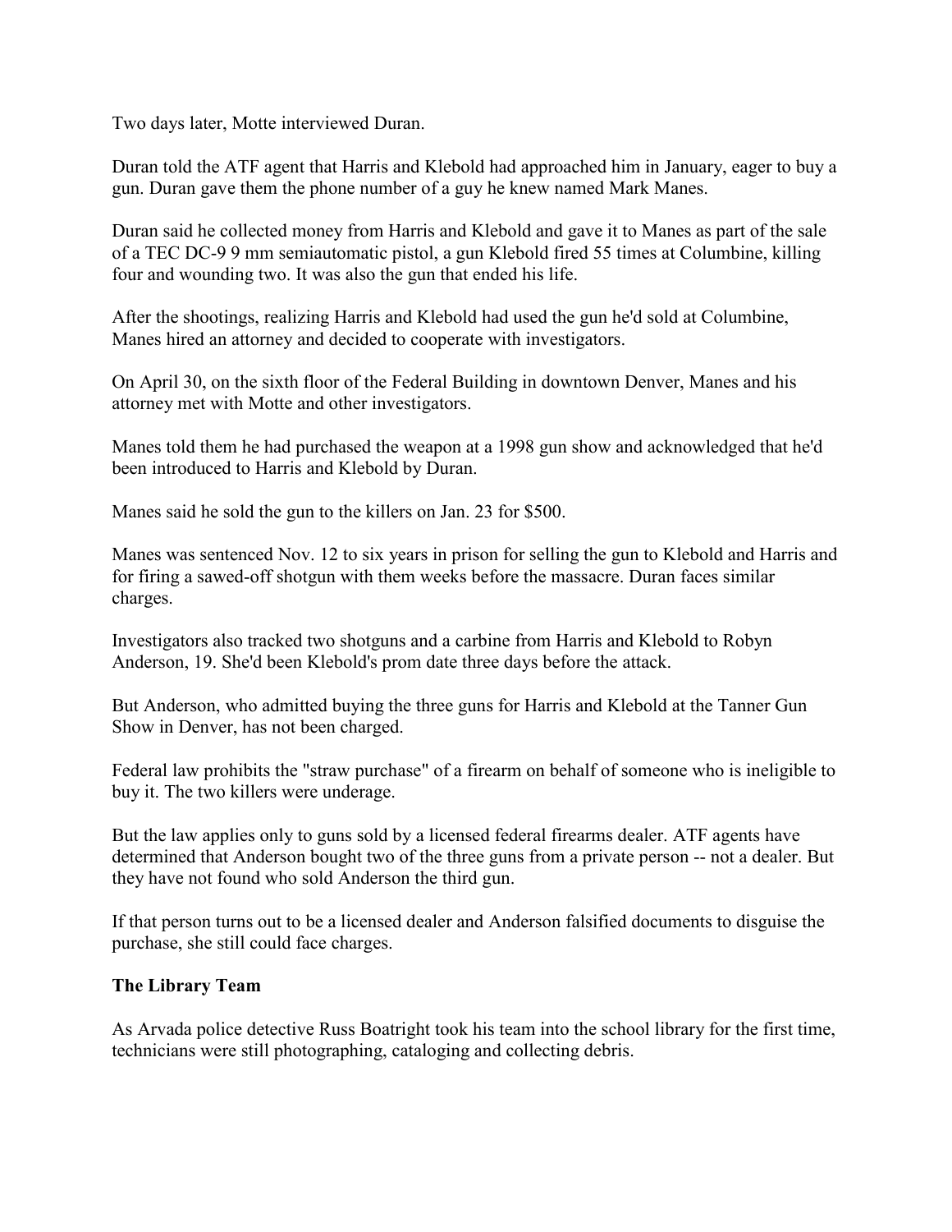Two days later, Motte interviewed Duran.

Duran told the ATF agent that Harris and Klebold had approached him in January, eager to buy a gun. Duran gave them the phone number of a guy he knew named Mark Manes.

Duran said he collected money from Harris and Klebold and gave it to Manes as part of the sale of a TEC DC-9 9 mm semiautomatic pistol, a gun Klebold fired 55 times at Columbine, killing four and wounding two. It was also the gun that ended his life.

After the shootings, realizing Harris and Klebold had used the gun he'd sold at Columbine, Manes hired an attorney and decided to cooperate with investigators.

On April 30, on the sixth floor of the Federal Building in downtown Denver, Manes and his attorney met with Motte and other investigators.

Manes told them he had purchased the weapon at a 1998 gun show and acknowledged that he'd been introduced to Harris and Klebold by Duran.

Manes said he sold the gun to the killers on Jan. 23 for $500.

Manes was sentenced Nov. 12 to six years in prison for selling the gun to Klebold and Harris and for firing a sawed-off shotgun with them weeks before the massacre. Duran faces similar charges.

Investigators also tracked two shotguns and a carbine from Harris and Klebold to Robyn Anderson, 19. She'd been Klebold's prom date three days before the attack.

But Anderson, who admitted buying the three guns for Harris and Klebold at the Tanner Gun Show in Denver, has not been charged.

Federal law prohibits the "straw purchase" of a firearm on behalf of someone who is ineligible to buy it. The two killers were underage.

But the law applies only to guns sold by a licensed federal firearms dealer. ATF agents have determined that Anderson bought two of the three guns from a private person -- not a dealer. But they have not found who sold Anderson the third gun.

If that person turns out to be a licensed dealer and Anderson falsified documents to disguise the purchase, she still could face charges.

**The Library Team**

As Arvada police detective Russ Boatright took his team into the school library for the first time, technicians were still photographing, cataloging and collecting debris.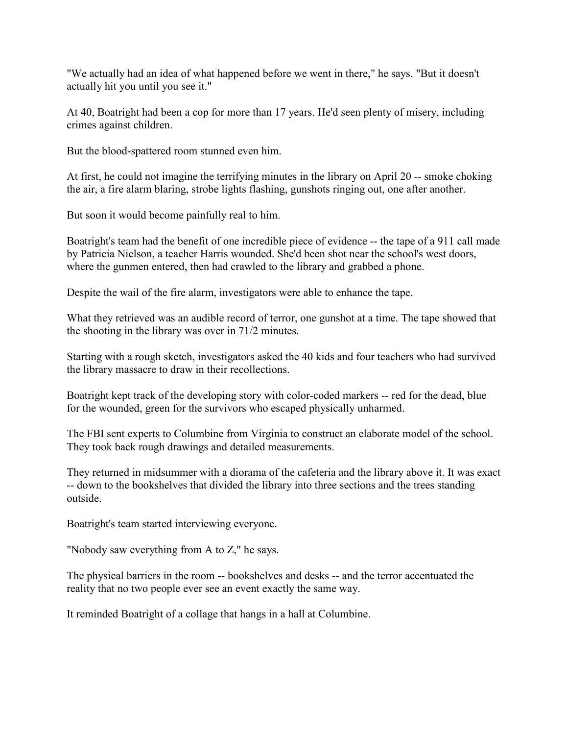"We actually had an idea of what happened before we went in there," he says. "But it doesn't actually hit you until you see it."

At 40, Boatright had been a cop for more than 17 years. He'd seen plenty of misery, including crimes against children.

But the blood-spattered room stunned even him.

At first, he could not imagine the terrifying minutes in the library on April 20 -- smoke choking the air, a fire alarm blaring, strobe lights flashing, gunshots ringing out, one after another.

But soon it would become painfully real to him.

Boatright's team had the benefit of one incredible piece of evidence -- the tape of a 911 call made by Patricia Nielson, a teacher Harris wounded. She'd been shot near the school's west doors, where the gunmen entered, then had crawled to the library and grabbed a phone.

Despite the wail of the fire alarm, investigators were able to enhance the tape.

What they retrieved was an audible record of terror, one gunshot at a time. The tape showed that the shooting in the library was over in 71/2 minutes.

Starting with a rough sketch, investigators asked the 40 kids and four teachers who had survived the library massacre to draw in their recollections.

Boatright kept track of the developing story with color-coded markers -- red for the dead, blue for the wounded, green for the survivors who escaped physically unharmed.

The FBI sent experts to Columbine from Virginia to construct an elaborate model of the school. They took back rough drawings and detailed measurements.

They returned in midsummer with a diorama of the cafeteria and the library above it. It was exact -- down to the bookshelves that divided the library into three sections and the trees standing outside.

Boatright's team started interviewing everyone.

"Nobody saw everything from A to Z," he says.

The physical barriers in the room -- bookshelves and desks -- and the terror accentuated the reality that no two people ever see an event exactly the same way.

It reminded Boatright of a collage that hangs in a hall at Columbine.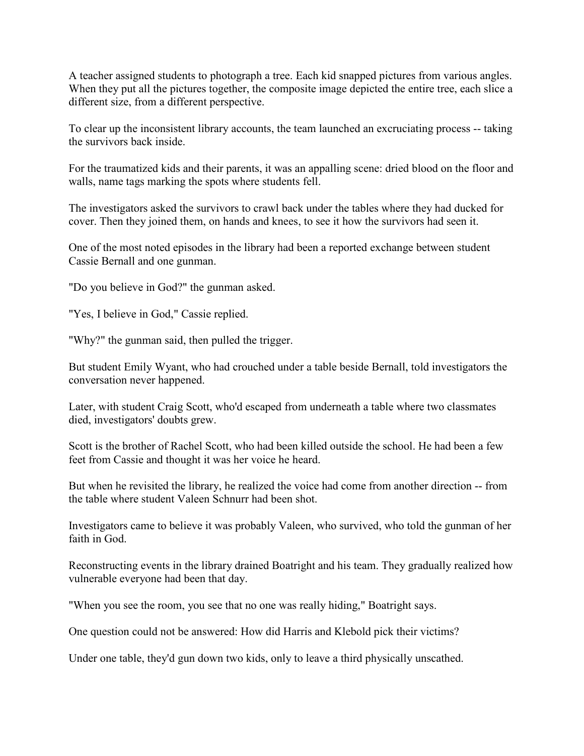A teacher assigned students to photograph a tree. Each kid snapped pictures from various angles. When they put all the pictures together, the composite image depicted the entire tree, each slice a different size, from a different perspective.

To clear up the inconsistent library accounts, the team launched an excruciating process -- taking the survivors back inside.

For the traumatized kids and their parents, it was an appalling scene: dried blood on the floor and walls, name tags marking the spots where students fell.

The investigators asked the survivors to crawl back under the tables where they had ducked for cover. Then they joined them, on hands and knees, to see it how the survivors had seen it.

One of the most noted episodes in the library had been a reported exchange between student Cassie Bernall and one gunman.

"Do you believe in God?" the gunman asked.

"Yes, I believe in God," Cassie replied.

"Why?" the gunman said, then pulled the trigger.

But student Emily Wyant, who had crouched under a table beside Bernall, told investigators the conversation never happened.

Later, with student Craig Scott, who'd escaped from underneath a table where two classmates died, investigators' doubts grew.

Scott is the brother of Rachel Scott, who had been killed outside the school. He had been a few feet from Cassie and thought it was her voice he heard.

But when he revisited the library, he realized the voice had come from another direction -- from the table where student Valeen Schnurr had been shot.

Investigators came to believe it was probably Valeen, who survived, who told the gunman of her faith in God.

Reconstructing events in the library drained Boatright and his team. They gradually realized how vulnerable everyone had been that day.

"When you see the room, you see that no one was really hiding," Boatright says.

One question could not be answered: How did Harris and Klebold pick their victims?

Under one table, they'd gun down two kids, only to leave a third physically unscathed.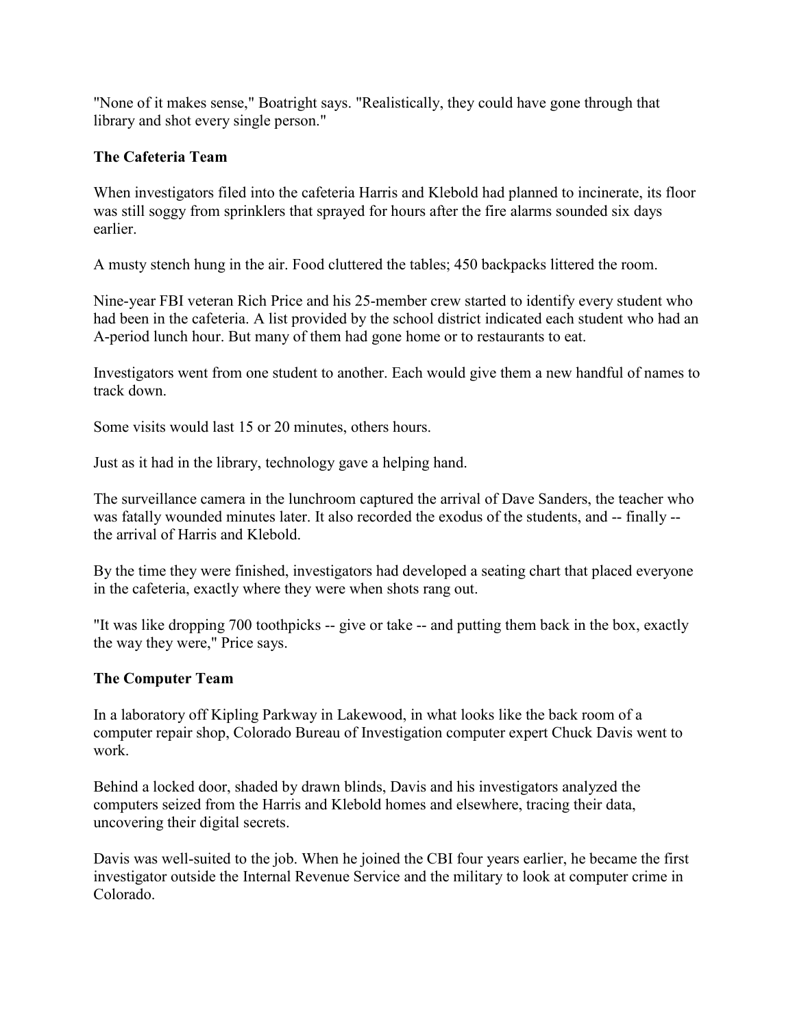"None of it makes sense," Boatright says. "Realistically, they could have gone through that library and shot every single person."

**The Cafeteria Team**

When investigators filed into the cafeteria Harris and Klebold had planned to incinerate, its floor was still soggy from sprinklers that sprayed for hours after the fire alarms sounded six days earlier.

A musty stench hung in the air. Food cluttered the tables; 450 backpacks littered the room.

Nine-year FBI veteran Rich Price and his 25-member crew started to identify every student who had been in the cafeteria. A list provided by the school district indicated each student who had an A-period lunch hour. But many of them had gone home or to restaurants to eat.

Investigators went from one student to another. Each would give them a new handful of names to track down.

Some visits would last 15 or 20 minutes, others hours.

Just as it had in the library, technology gave a helping hand.

The surveillance camera in the lunchroom captured the arrival of Dave Sanders, the teacher who was fatally wounded minutes later. It also recorded the exodus of the students, and -- finally -- the arrival of Harris and Klebold.

By the time they were finished, investigators had developed a seating chart that placed everyone in the cafeteria, exactly where they were when shots rang out.

"It was like dropping 700 toothpicks -- give or take -- and putting them back in the box, exactly the way they were," Price says.

**The Computer Team**

In a laboratory off Kipling Parkway in Lakewood, in what looks like the back room of a computer repair shop, Colorado Bureau of Investigation computer expert Chuck Davis went to work.

Behind a locked door, shaded by drawn blinds, Davis and his investigators analyzed the computers seized from the Harris and Klebold homes and elsewhere, tracing their data, uncovering their digital secrets.

Davis was well-suited to the job. When he joined the CBI four years earlier, he became the first investigator outside the Internal Revenue Service and the military to look at computer crime in Colorado.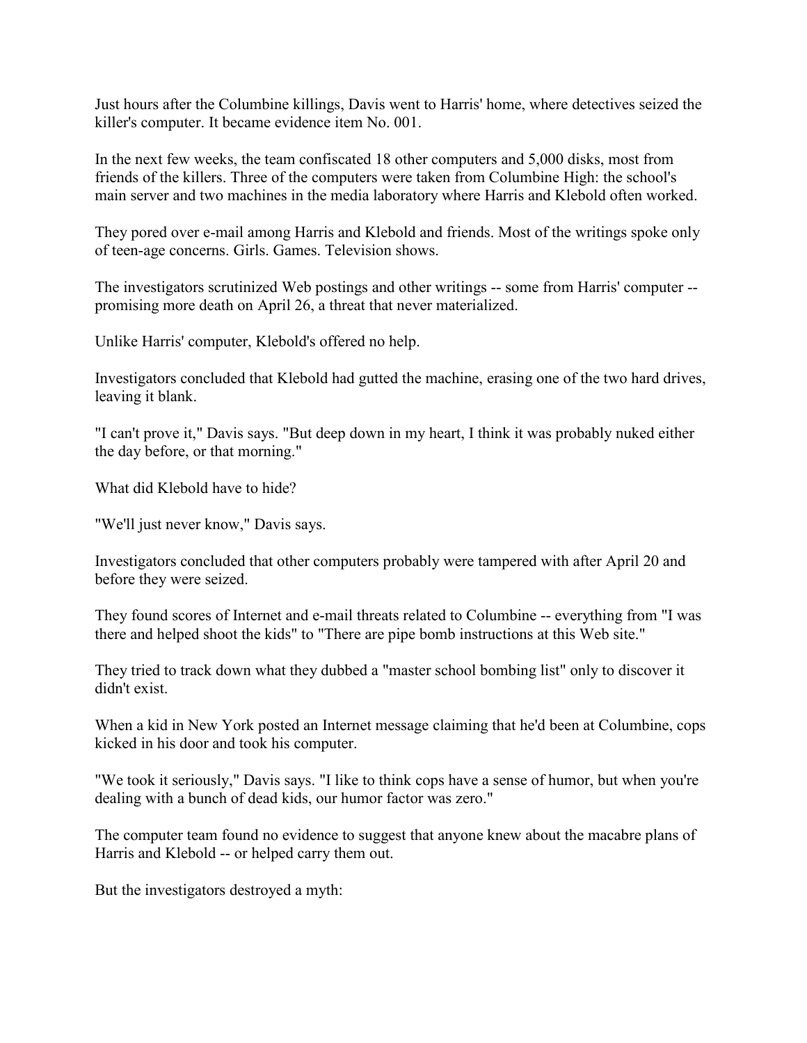Just hours after the Columbine killings, Davis went to Harris' home, where detectives seized the killer's computer. It became evidence item No. 001.

In the next few weeks, the team confiscated 18 other computers and 5,000 disks, most from friends of the killers. Three of the computers were taken from Columbine High: the school's main server and two machines in the media laboratory where Harris and Klebold often worked.

They pored over e-mail among Harris and Klebold and friends. Most of the writings spoke only of teen-age concerns. Girls. Games. Television shows.

The investigators scrutinized Web postings and other writings -- some from Harris' computer -- promising more death on April 26, a threat that never materialized.

Unlike Harris' computer, Klebold's offered no help.

Investigators concluded that Klebold had gutted the machine, erasing one of the two hard drives, leaving it blank.

"I can't prove it," Davis says. "But deep down in my heart, I think it was probably nuked either the day before, or that morning."

What did Klebold have to hide?

"We'll just never know," Davis says.

Investigators concluded that other computers probably were tampered with after April 20 and before they were seized.

They found scores of Internet and e-mail threats related to Columbine -- everything from "I was there and helped shoot the kids" to "There are pipe bomb instructions at this Web site."

They tried to track down what they dubbed a "master school bombing list" only to discover it didn't exist.

When a kid in New York posted an Internet message claiming that he'd been at Columbine, cops kicked in his door and took his computer.

"We took it seriously," Davis says. "I like to think cops have a sense of humor, but when you're dealing with a bunch of dead kids, our humor factor was zero."

The computer team found no evidence to suggest that anyone knew about the macabre plans of Harris and Klebold -- or helped carry them out.

But the investigators destroyed a myth: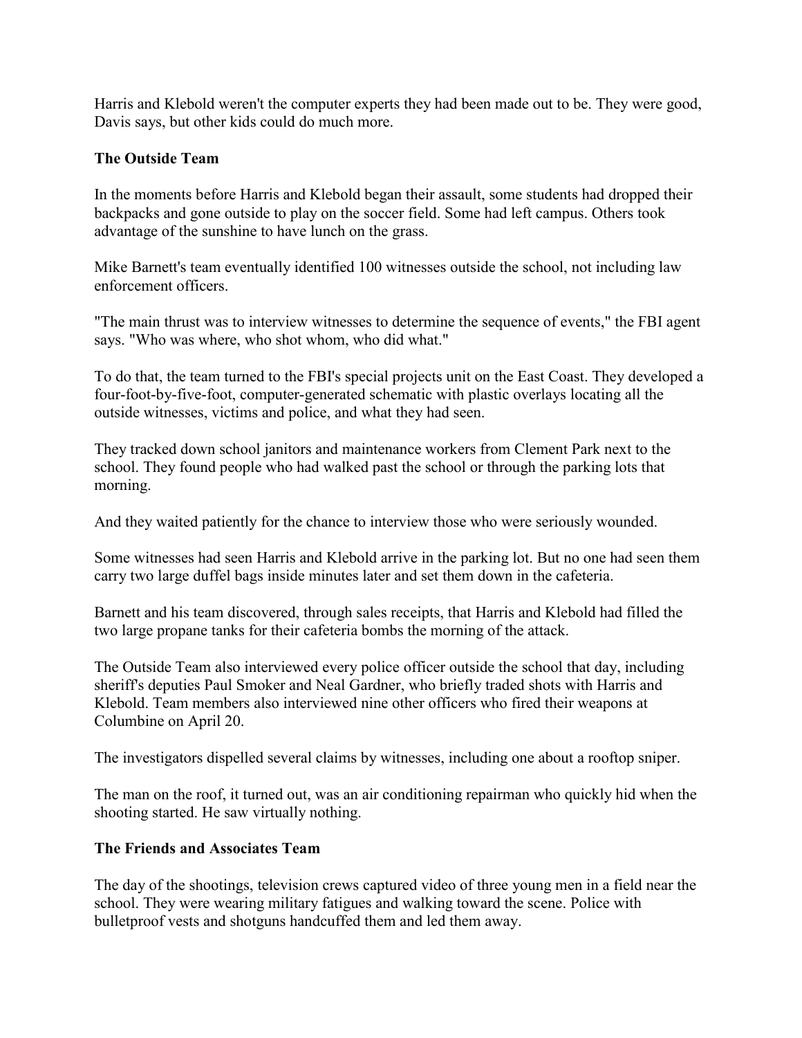Harris and Klebold weren't the computer experts they had been made out to be. They were good, Davis says, but other kids could do much more.

**The Outside Team**

In the moments before Harris and Klebold began their assault, some students had dropped their backpacks and gone outside to play on the soccer field. Some had left campus. Others took advantage of the sunshine to have lunch on the grass.

Mike Barnett's team eventually identified 100 witnesses outside the school, not including law enforcement officers.

"The main thrust was to interview witnesses to determine the sequence of events," the FBI agent says. "Who was where, who shot whom, who did what."

To do that, the team turned to the FBI's special projects unit on the East Coast. They developed a four-foot-by-five-foot, computer-generated schematic with plastic overlays locating all the outside witnesses, victims and police, and what they had seen.

They tracked down school janitors and maintenance workers from Clement Park next to the school. They found people who had walked past the school or through the parking lots that morning.

And they waited patiently for the chance to interview those who were seriously wounded.

Some witnesses had seen Harris and Klebold arrive in the parking lot. But no one had seen them carry two large duffel bags inside minutes later and set them down in the cafeteria.

Barnett and his team discovered, through sales receipts, that Harris and Klebold had filled the two large propane tanks for their cafeteria bombs the morning of the attack.

The Outside Team also interviewed every police officer outside the school that day, including sheriff's deputies Paul Smoker and Neal Gardner, who briefly traded shots with Harris and Klebold. Team members also interviewed nine other officers who fired their weapons at Columbine on April 20.

The investigators dispelled several claims by witnesses, including one about a rooftop sniper.

The man on the roof, it turned out, was an air conditioning repairman who quickly hid when the shooting started. He saw virtually nothing.

**The Friends and Associates Team**

The day of the shootings, television crews captured video of three young men in a field near the school. They were wearing military fatigues and walking toward the scene. Police with bulletproof vests and shotguns handcuffed them and led them away.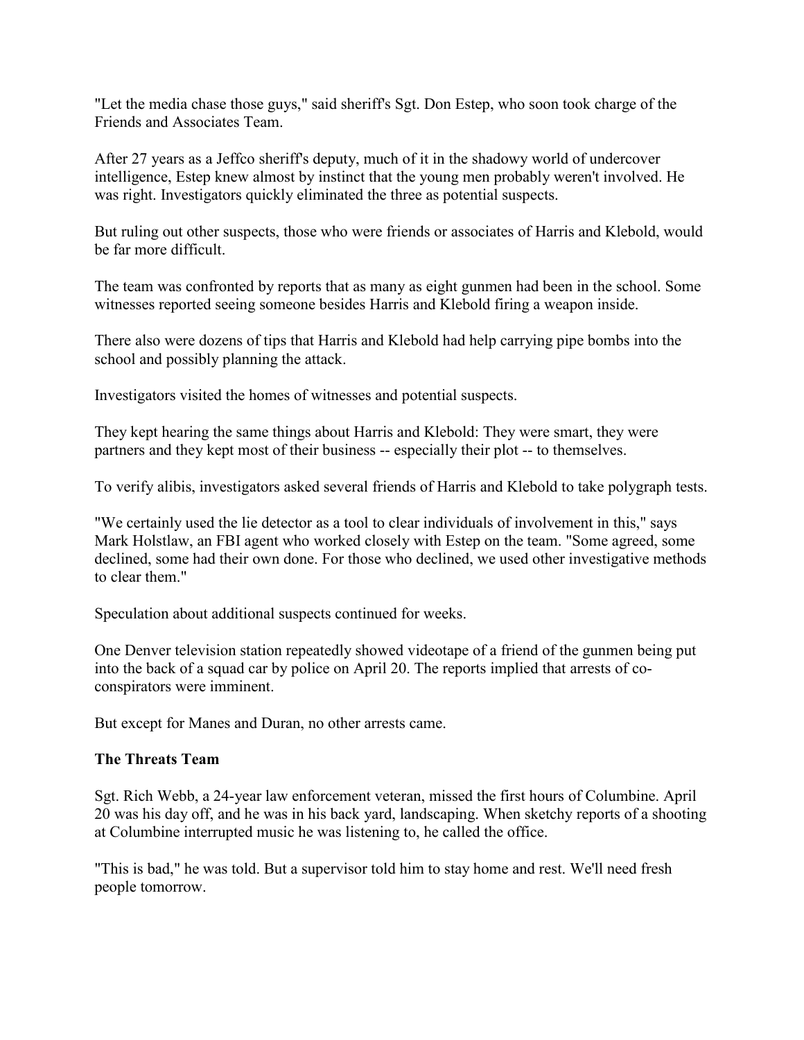"Let the media chase those guys," said sheriff's Sgt. Don Estep, who soon took charge of the Friends and Associates Team.

After 27 years as a Jeffco sheriff's deputy, much of it in the shadowy world of undercover intelligence, Estep knew almost by instinct that the young men probably weren't involved. He was right. Investigators quickly eliminated the three as potential suspects.

But ruling out other suspects, those who were friends or associates of Harris and Klebold, would be far more difficult.

The team was confronted by reports that as many as eight gunmen had been in the school. Some witnesses reported seeing someone besides Harris and Klebold firing a weapon inside.

There also were dozens of tips that Harris and Klebold had help carrying pipe bombs into the school and possibly planning the attack.

Investigators visited the homes of witnesses and potential suspects.

They kept hearing the same things about Harris and Klebold: They were smart, they were partners and they kept most of their business -- especially their plot -- to themselves.

To verify alibis, investigators asked several friends of Harris and Klebold to take polygraph tests.

"We certainly used the lie detector as a tool to clear individuals of involvement in this," says Mark Holstlaw, an FBI agent who worked closely with Estep on the team. "Some agreed, some declined, some had their own done. For those who declined, we used other investigative methods to clear them."

Speculation about additional suspects continued for weeks.

One Denver television station repeatedly showed videotape of a friend of the gunmen being put into the back of a squad car by police on April 20. The reports implied that arrests of co-conspirators were imminent.

But except for Manes and Duran, no other arrests came.

**The Threats Team**

Sgt. Rich Webb, a 24-year law enforcement veteran, missed the first hours of Columbine. April 20 was his day off, and he was in his back yard, landscaping. When sketchy reports of a shooting at Columbine interrupted music he was listening to, he called the office.

"This is bad," he was told. But a supervisor told him to stay home and rest. We'll need fresh people tomorrow.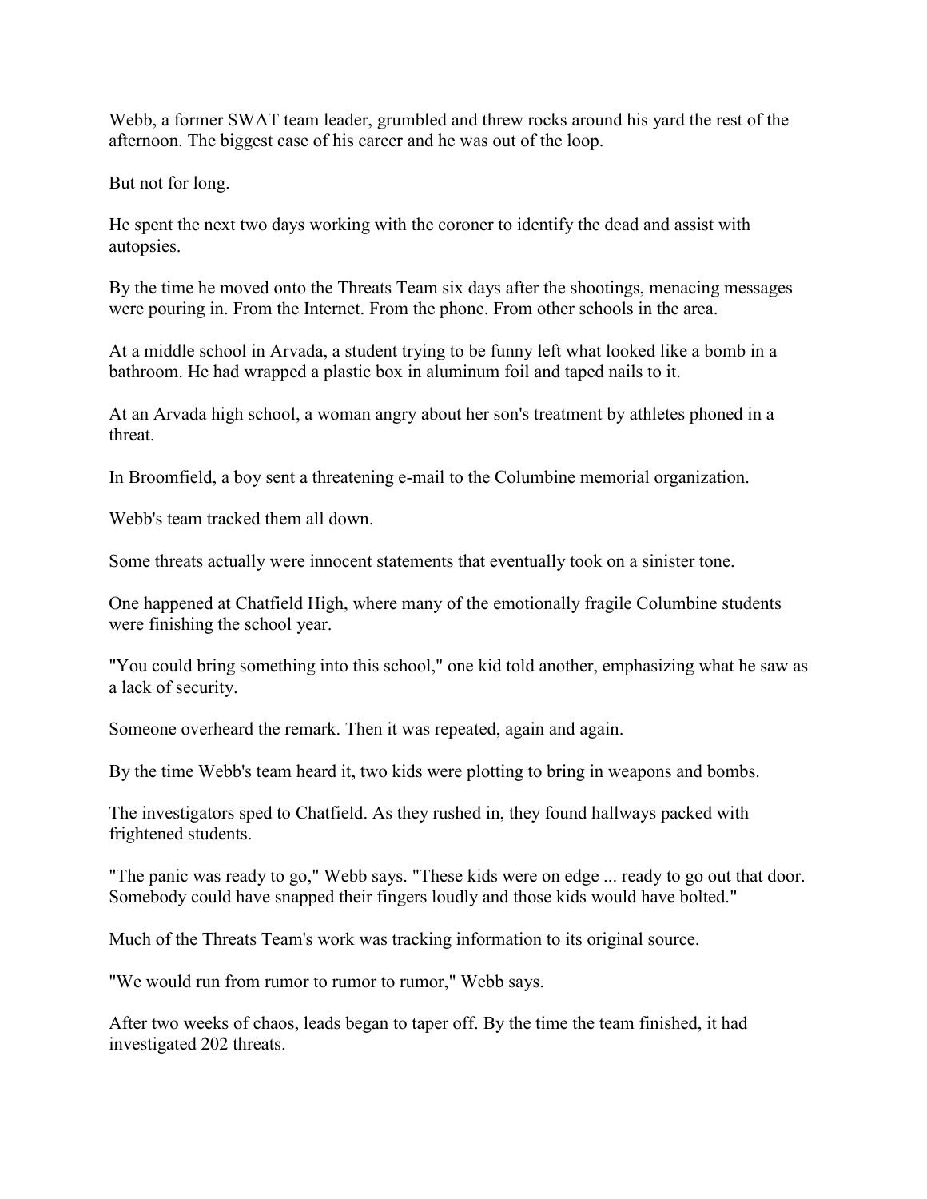Webb, a former SWAT team leader, grumbled and threw rocks around his yard the rest of the afternoon. The biggest case of his career and he was out of the loop.

But not for long.

He spent the next two days working with the coroner to identify the dead and assist with autopsies.

By the time he moved onto the Threats Team six days after the shootings, menacing messages were pouring in. From the Internet. From the phone. From other schools in the area.

At a middle school in Arvada, a student trying to be funny left what looked like a bomb in a bathroom. He had wrapped a plastic box in aluminum foil and taped nails to it.

At an Arvada high school, a woman angry about her son's treatment by athletes phoned in a threat.

In Broomfield, a boy sent a threatening e-mail to the Columbine memorial organization.

Webb's team tracked them all down.

Some threats actually were innocent statements that eventually took on a sinister tone.

One happened at Chatfield High, where many of the emotionally fragile Columbine students were finishing the school year.

"You could bring something into this school," one kid told another, emphasizing what he saw as a lack of security.

Someone overheard the remark. Then it was repeated, again and again.

By the time Webb's team heard it, two kids were plotting to bring in weapons and bombs.

The investigators sped to Chatfield. As they rushed in, they found hallways packed with frightened students.

"The panic was ready to go," Webb says. "These kids were on edge ... ready to go out that door. Somebody could have snapped their fingers loudly and those kids would have bolted."

Much of the Threats Team's work was tracking information to its original source.

"We would run from rumor to rumor to rumor," Webb says.

After two weeks of chaos, leads began to taper off. By the time the team finished, it had investigated 202 threats.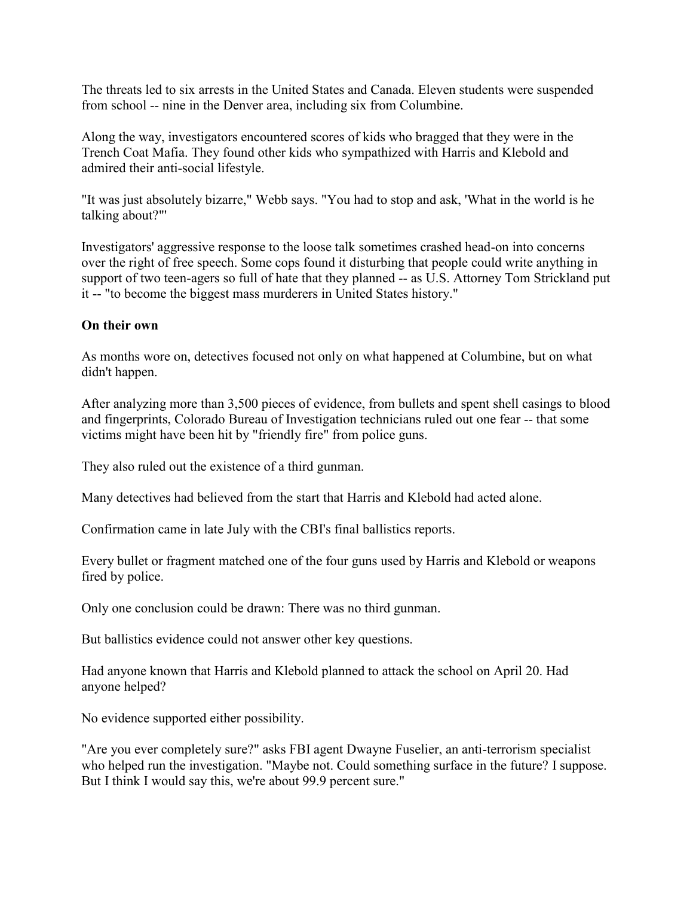The threats led to six arrests in the United States and Canada. Eleven students were suspended from school -- nine in the Denver area, including six from Columbine.

Along the way, investigators encountered scores of kids who bragged that they were in the Trench Coat Mafia. They found other kids who sympathized with Harris and Klebold and admired their anti-social lifestyle.

"It was just absolutely bizarre," Webb says. "You had to stop and ask, 'What in the world is he talking about?'"

Investigators' aggressive response to the loose talk sometimes crashed head-on into concerns over the right of free speech. Some cops found it disturbing that people could write anything in support of two teen-agers so full of hate that they planned -- as U.S. Attorney Tom Strickland put it -- "to become the biggest mass murderers in United States history."

**On their own**

As months wore on, detectives focused not only on what happened at Columbine, but on what didn't happen.

After analyzing more than 3,500 pieces of evidence, from bullets and spent shell casings to blood and fingerprints, Colorado Bureau of Investigation technicians ruled out one fear -- that some victims might have been hit by "friendly fire" from police guns.

They also ruled out the existence of a third gunman.

Many detectives had believed from the start that Harris and Klebold had acted alone.

Confirmation came in late July with the CBI's final ballistics reports.

Every bullet or fragment matched one of the four guns used by Harris and Klebold or weapons fired by police.

Only one conclusion could be drawn: There was no third gunman.

But ballistics evidence could not answer other key questions.

Had anyone known that Harris and Klebold planned to attack the school on April 20. Had anyone helped?

No evidence supported either possibility.

"Are you ever completely sure?" asks FBI agent Dwayne Fuselier, an anti-terrorism specialist who helped run the investigation. "Maybe not. Could something surface in the future? I suppose. But I think I would say this, we're about 99.9 percent sure."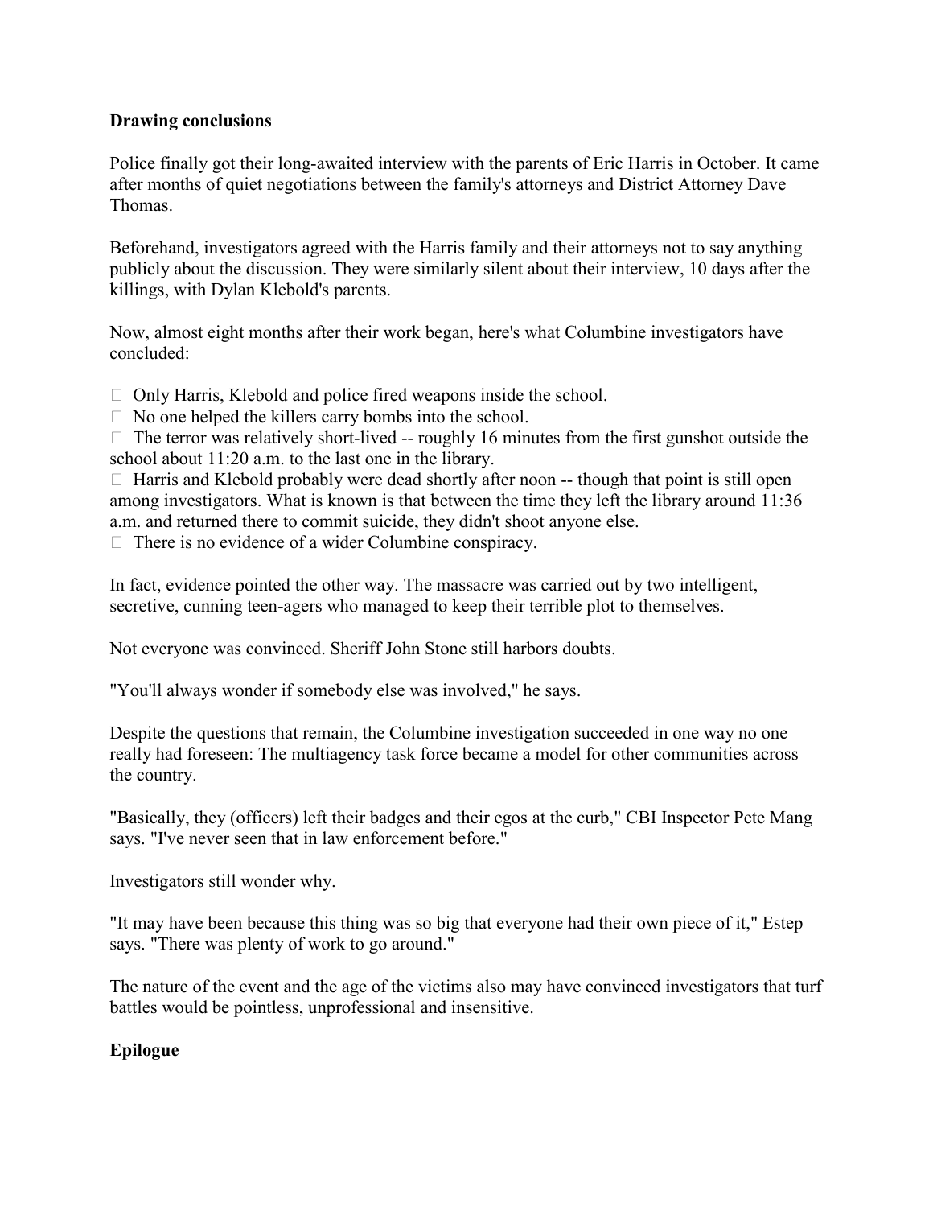**Drawing conclusions**

Police finally got their long-awaited interview with the parents of Eric Harris in October. It came after months of quiet negotiations between the family's attorneys and District Attorney Dave Thomas.

Beforehand, investigators agreed with the Harris family and their attorneys not to say anything publicly about the discussion. They were similarly silent about their interview, 10 days after the killings, with Dylan Klebold's parents.

Now, almost eight months after their work began, here's what Columbine investigators have concluded:

- Only Harris, Klebold and police fired weapons inside the school.
- No one helped the killers carry bombs into the school.
- The terror was relatively short-lived -- roughly 16 minutes from the first gunshot outside the school about 11:20 a.m. to the last one in the library.
- Harris and Klebold probably were dead shortly after noon -- though that point is still open among investigators. What is known is that between the time they left the library around 11:36 a.m. and returned there to commit suicide, they didn't shoot anyone else.
- There is no evidence of a wider Columbine conspiracy.

In fact, evidence pointed the other way. The massacre was carried out by two intelligent, secretive, cunning teen-agers who managed to keep their terrible plot to themselves.

Not everyone was convinced. Sheriff John Stone still harbors doubts.

"You'll always wonder if somebody else was involved," he says.

Despite the questions that remain, the Columbine investigation succeeded in one way no one really had foreseen: The multiagency task force became a model for other communities across the country.

"Basically, they (officers) left their badges and their egos at the curb," CBI Inspector Pete Mang says. "I've never seen that in law enforcement before."

Investigators still wonder why.

"It may have been because this thing was so big that everyone had their own piece of it," Estep says. "There was plenty of work to go around."

The nature of the event and the age of the victims also may have convinced investigators that turf battles would be pointless, unprofessional and insensitive.

**Epilogue**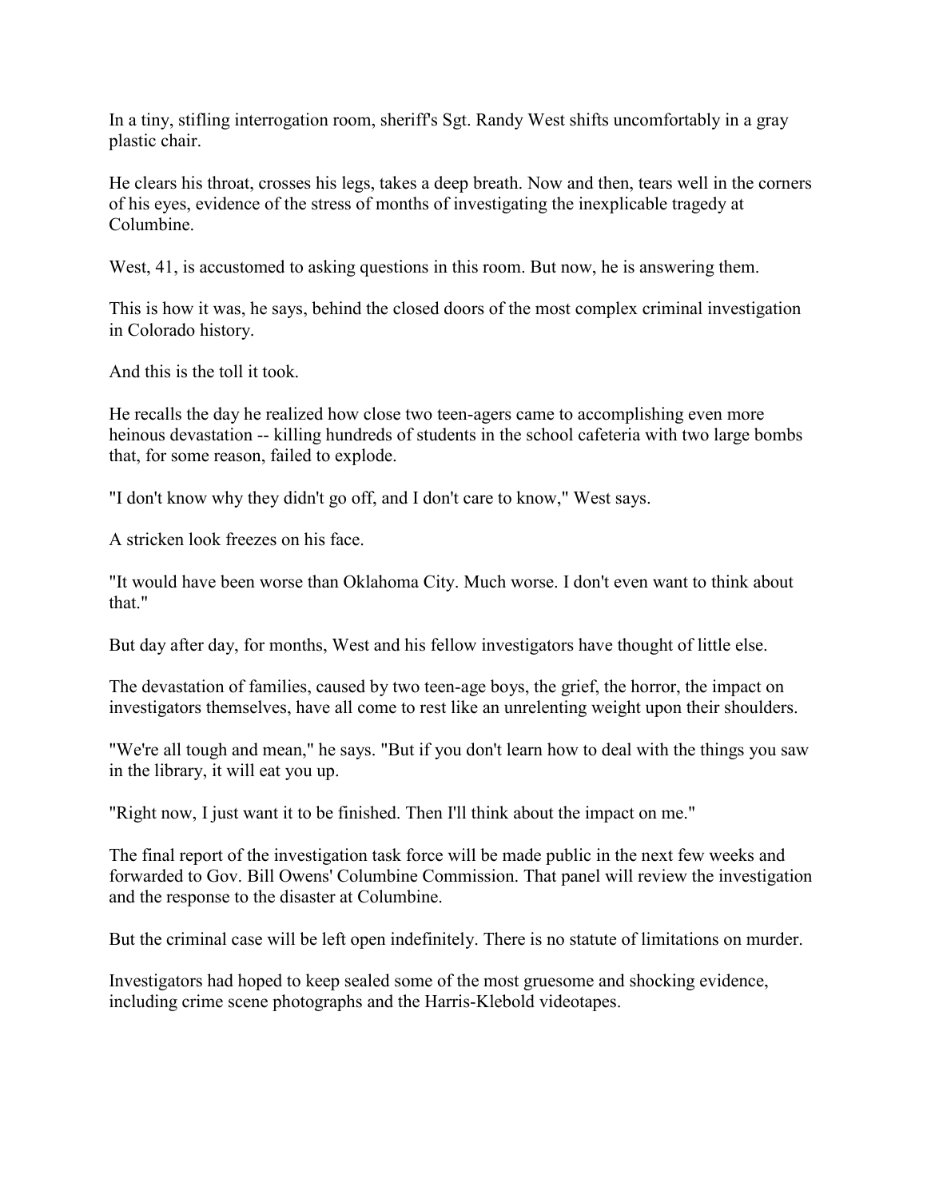In a tiny, stifling interrogation room, sheriff's Sgt. Randy West shifts uncomfortably in a gray plastic chair.

He clears his throat, crosses his legs, takes a deep breath. Now and then, tears well in the corners of his eyes, evidence of the stress of months of investigating the inexplicable tragedy at Columbine.

West, 41, is accustomed to asking questions in this room. But now, he is answering them.

This is how it was, he says, behind the closed doors of the most complex criminal investigation in Colorado history.

And this is the toll it took.

He recalls the day he realized how close two teen-agers came to accomplishing even more heinous devastation -- killing hundreds of students in the school cafeteria with two large bombs that, for some reason, failed to explode.

"I don't know why they didn't go off, and I don't care to know," West says.

A stricken look freezes on his face.

"It would have been worse than Oklahoma City. Much worse. I don't even want to think about that."

But day after day, for months, West and his fellow investigators have thought of little else.

The devastation of families, caused by two teen-age boys, the grief, the horror, the impact on investigators themselves, have all come to rest like an unrelenting weight upon their shoulders.

"We're all tough and mean," he says. "But if you don't learn how to deal with the things you saw in the library, it will eat you up.

"Right now, I just want it to be finished. Then I'll think about the impact on me."

The final report of the investigation task force will be made public in the next few weeks and forwarded to Gov. Bill Owens' Columbine Commission. That panel will review the investigation and the response to the disaster at Columbine.

But the criminal case will be left open indefinitely. There is no statute of limitations on murder.

Investigators had hoped to keep sealed some of the most gruesome and shocking evidence, including crime scene photographs and the Harris-Klebold videotapes.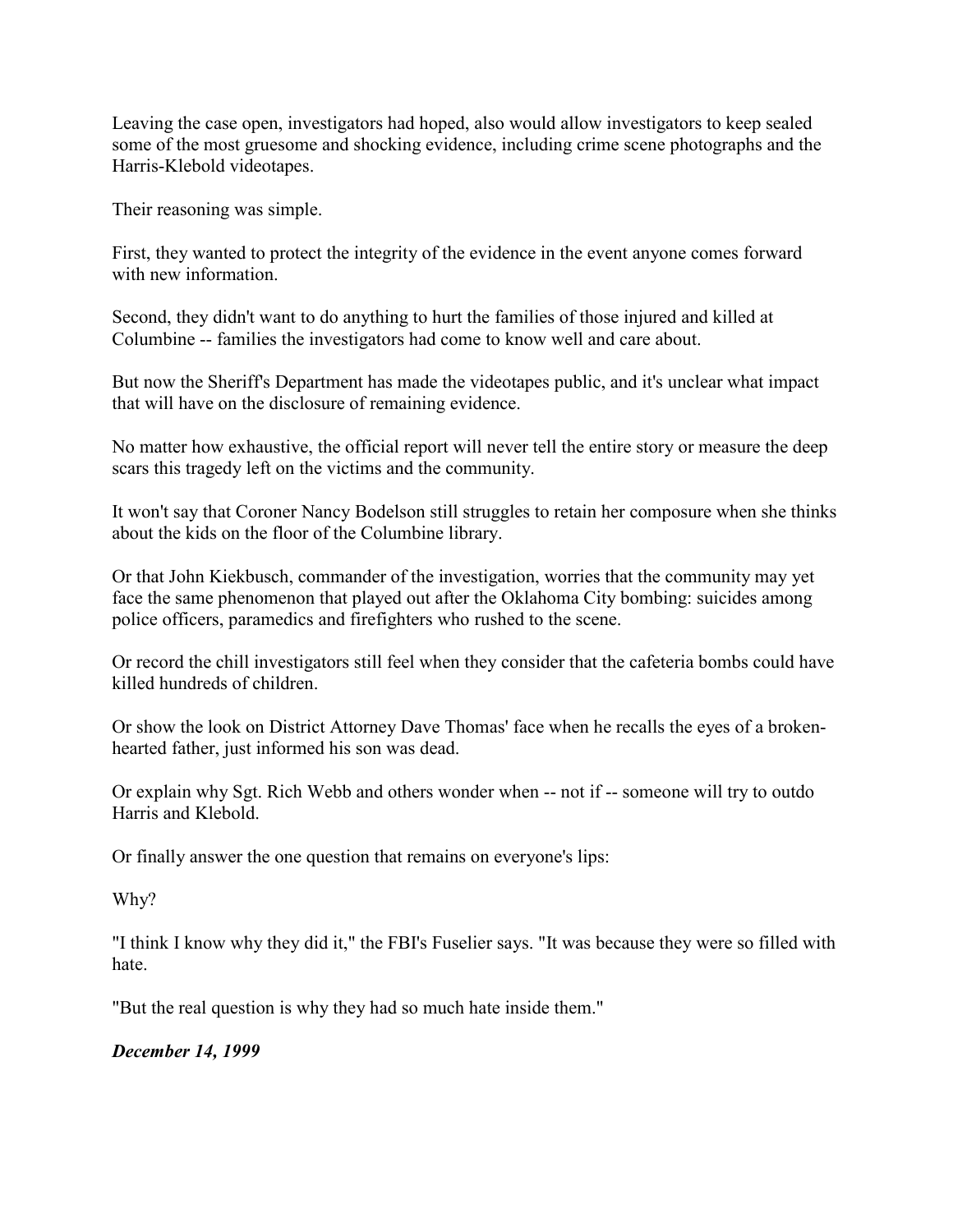Leaving the case open, investigators had hoped, also would allow investigators to keep sealed some of the most gruesome and shocking evidence, including crime scene photographs and the Harris-Klebold videotapes.

Their reasoning was simple.

First, they wanted to protect the integrity of the evidence in the event anyone comes forward with new information.

Second, they didn't want to do anything to hurt the families of those injured and killed at Columbine -- families the investigators had come to know well and care about.

But now the Sheriff's Department has made the videotapes public, and it's unclear what impact that will have on the disclosure of remaining evidence.

No matter how exhaustive, the official report will never tell the entire story or measure the deep scars this tragedy left on the victims and the community.

It won't say that Coroner Nancy Bodelson still struggles to retain her composure when she thinks about the kids on the floor of the Columbine library.

Or that John Kiekbusch, commander of the investigation, worries that the community may yet face the same phenomenon that played out after the Oklahoma City bombing: suicides among police officers, paramedics and firefighters who rushed to the scene.

Or record the chill investigators still feel when they consider that the cafeteria bombs could have killed hundreds of children.

Or show the look on District Attorney Dave Thomas' face when he recalls the eyes of a broken-hearted father, just informed his son was dead.

Or explain why Sgt. Rich Webb and others wonder when -- not if -- someone will try to outdo Harris and Klebold.

Or finally answer the one question that remains on everyone's lips:

Why?

"I think I know why they did it," the FBI's Fuselier says. "It was because they were so filled with hate.

"But the real question is why they had so much hate inside them."

***December 14, 1999***